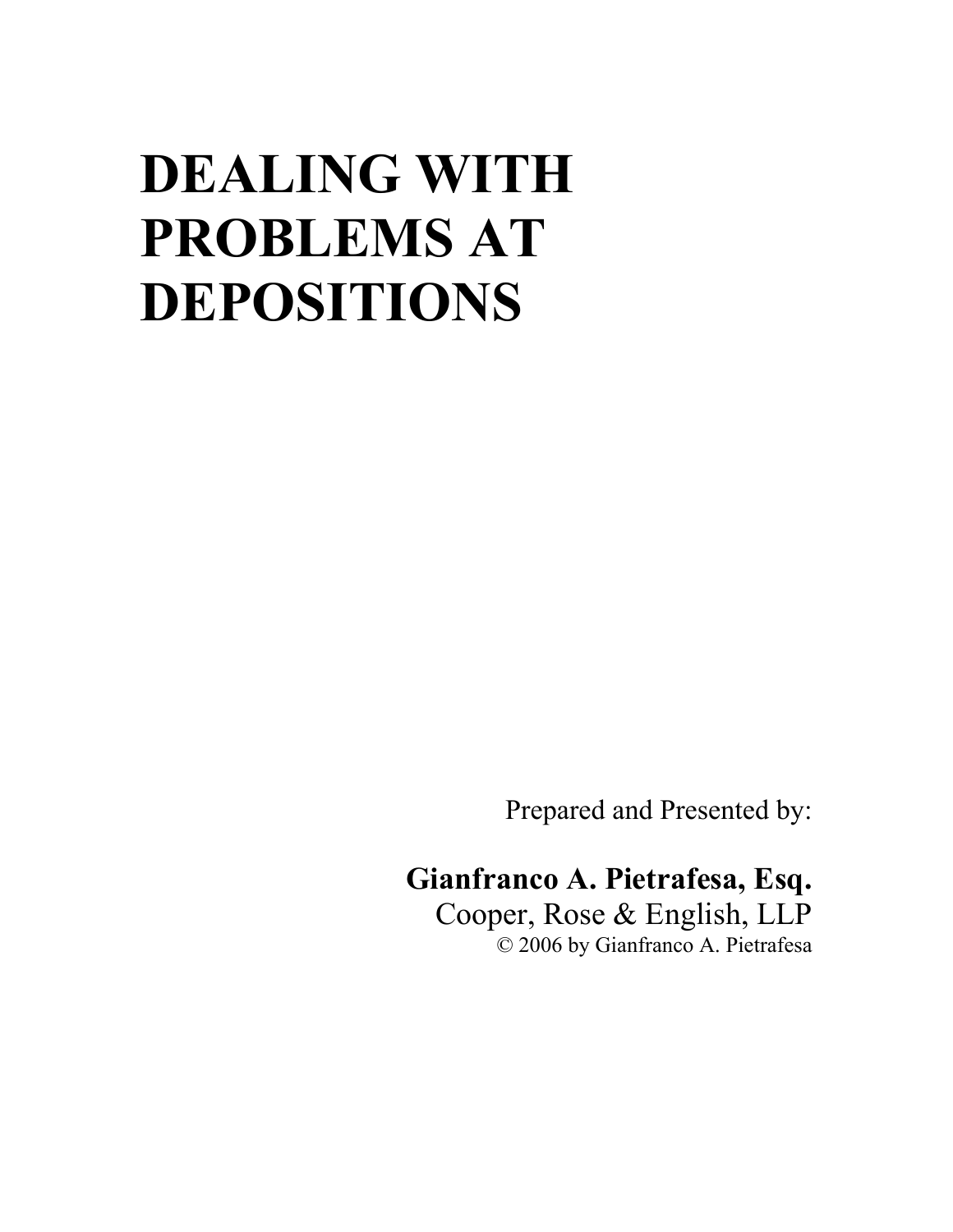# DEALING WITH PROBLEMS AT DEPOSITIONS

Prepared and Presented by:

**Gianfranco A. Pietrafesa, Esq.**
Cooper, Rose & English, LLP
© 2006 by Gianfranco A. Pietrafesa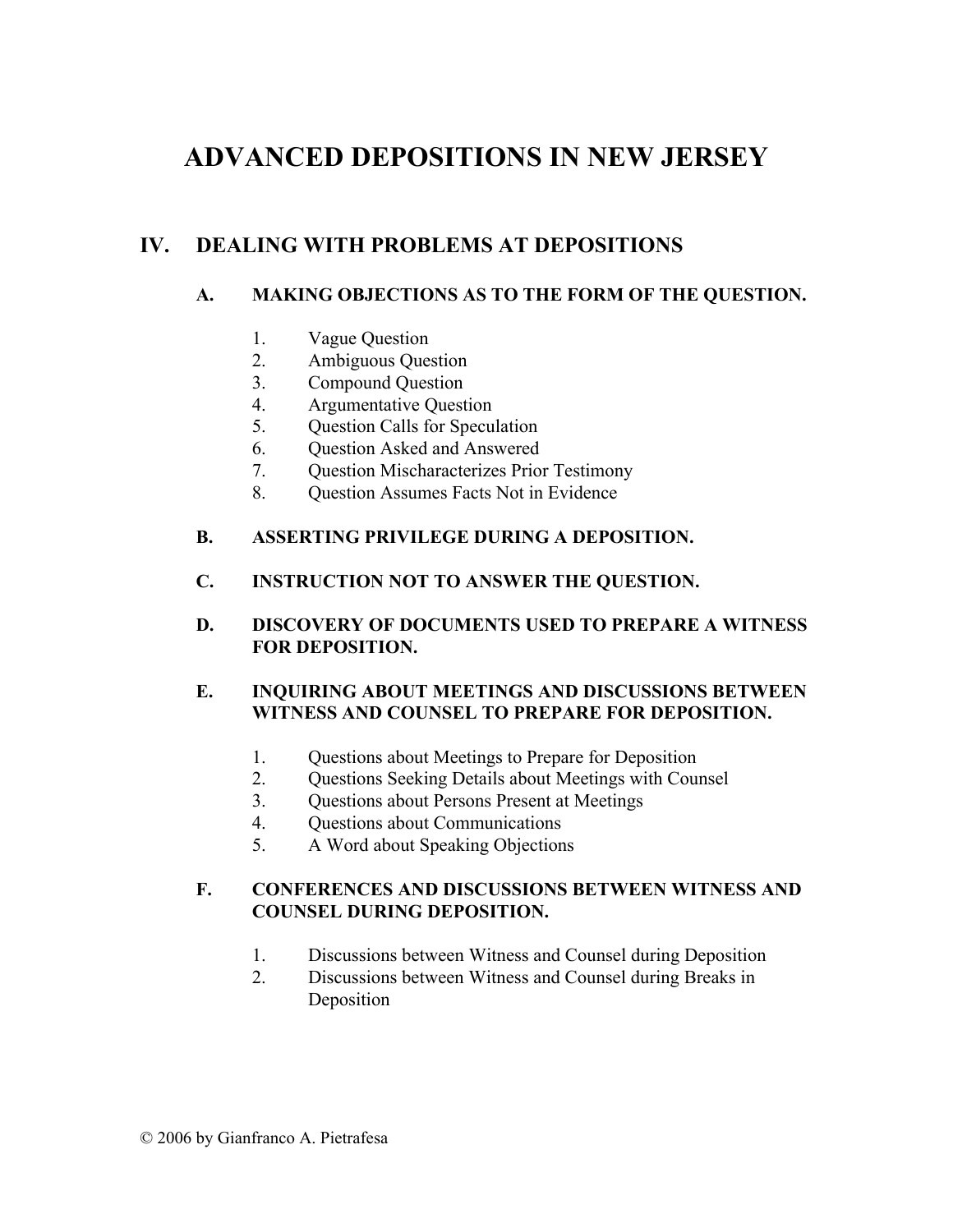# ADVANCED DEPOSITIONS IN NEW JERSEY

## IV. DEALING WITH PROBLEMS AT DEPOSITIONS

### A. MAKING OBJECTIONS AS TO THE FORM OF THE QUESTION.

1. Vague Question
2. Ambiguous Question
3. Compound Question
4. Argumentative Question
5. Question Calls for Speculation
6. Question Asked and Answered
7. Question Mischaracterizes Prior Testimony
8. Question Assumes Facts Not in Evidence

### B. ASSERTING PRIVILEGE DURING A DEPOSITION.

### C. INSTRUCTION NOT TO ANSWER THE QUESTION.

### D. DISCOVERY OF DOCUMENTS USED TO PREPARE A WITNESS FOR DEPOSITION.

### E. INQUIRING ABOUT MEETINGS AND DISCUSSIONS BETWEEN WITNESS AND COUNSEL TO PREPARE FOR DEPOSITION.

1. Questions about Meetings to Prepare for Deposition
2. Questions Seeking Details about Meetings with Counsel
3. Questions about Persons Present at Meetings
4. Questions about Communications
5. A Word about Speaking Objections

### F. CONFERENCES AND DISCUSSIONS BETWEEN WITNESS AND COUNSEL DURING DEPOSITION.

1. Discussions between Witness and Counsel during Deposition
2. Discussions between Witness and Counsel during Breaks in Deposition

© 2006 by Gianfranco A. Pietrafesa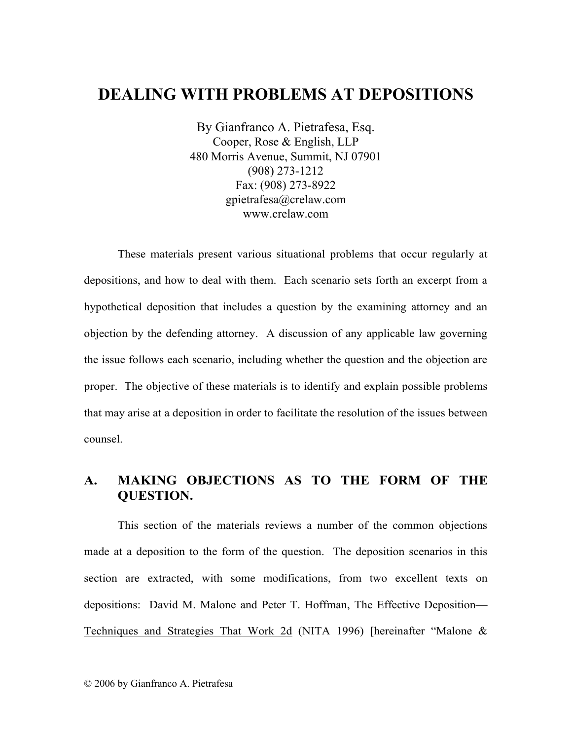# DEALING WITH PROBLEMS AT DEPOSITIONS

By Gianfranco A. Pietrafesa, Esq.
Cooper, Rose & English, LLP
480 Morris Avenue, Summit, NJ 07901
(908) 273-1212
Fax: (908) 273-8922
gpietrafesa@crelaw.com
www.crelaw.com

These materials present various situational problems that occur regularly at depositions, and how to deal with them. Each scenario sets forth an excerpt from a hypothetical deposition that includes a question by the examining attorney and an objection by the defending attorney. A discussion of any applicable law governing the issue follows each scenario, including whether the question and the objection are proper. The objective of these materials is to identify and explain possible problems that may arise at a deposition in order to facilitate the resolution of the issues between counsel.

## A. MAKING OBJECTIONS AS TO THE FORM OF THE QUESTION.

This section of the materials reviews a number of the common objections made at a deposition to the form of the question. The deposition scenarios in this section are extracted, with some modifications, from two excellent texts on depositions: David M. Malone and Peter T. Hoffman, The Effective Deposition—Techniques and Strategies That Work 2d (NITA 1996) [hereinafter "Malone &

© 2006 by Gianfranco A. Pietrafesa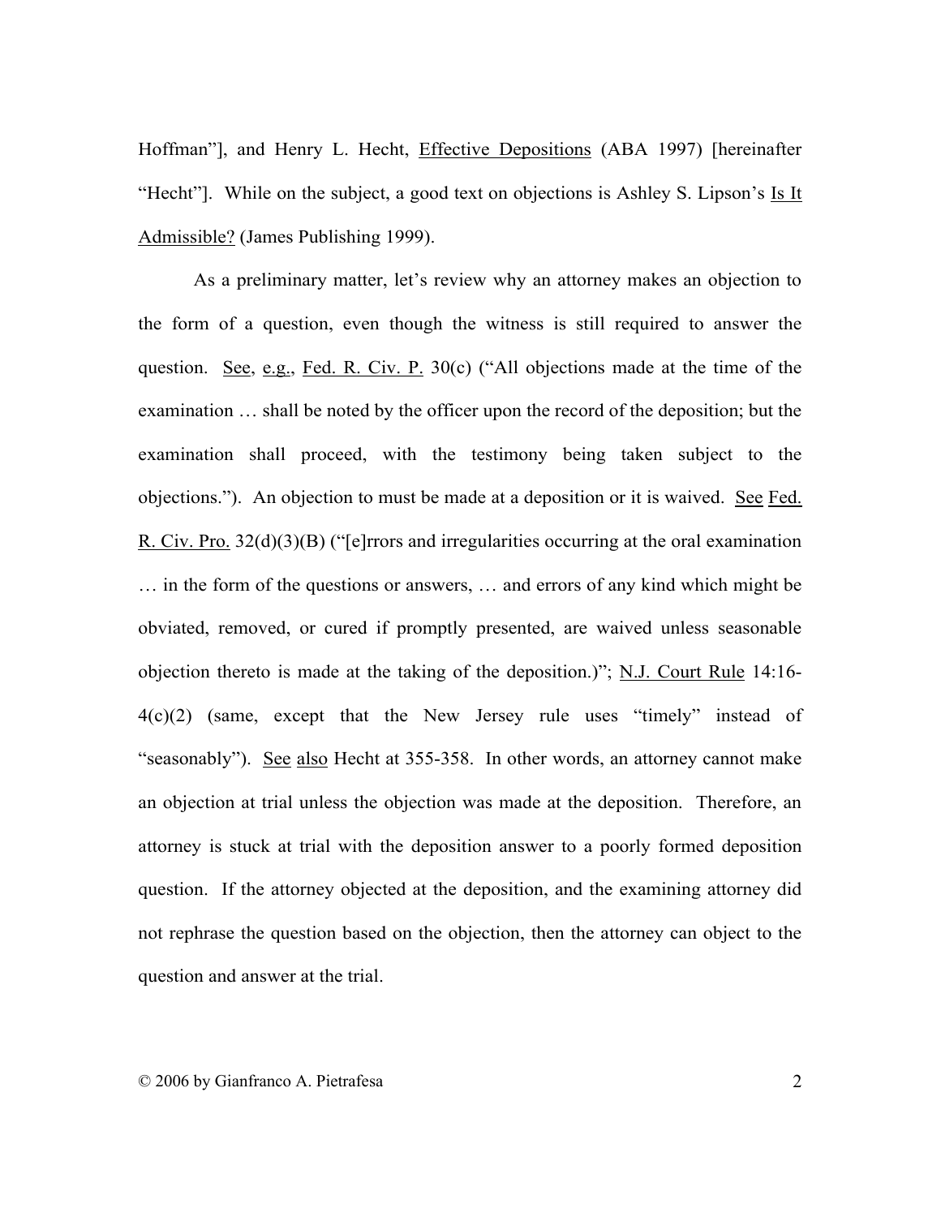Hoffman"], and Henry L. Hecht, Effective Depositions (ABA 1997) [hereinafter "Hecht"]. While on the subject, a good text on objections is Ashley S. Lipson's Is It Admissible? (James Publishing 1999).

As a preliminary matter, let's review why an attorney makes an objection to the form of a question, even though the witness is still required to answer the question. See, e.g., Fed. R. Civ. P. 30(c) ("All objections made at the time of the examination … shall be noted by the officer upon the record of the deposition; but the examination shall proceed, with the testimony being taken subject to the objections."). An objection to must be made at a deposition or it is waived. See Fed. R. Civ. Pro. 32(d)(3)(B) ("[e]rrors and irregularities occurring at the oral examination … in the form of the questions or answers, … and errors of any kind which might be obviated, removed, or cured if promptly presented, are waived unless seasonable objection thereto is made at the taking of the deposition.)"; N.J. Court Rule 14:16-4(c)(2) (same, except that the New Jersey rule uses "timely" instead of "seasonably"). See also Hecht at 355-358. In other words, an attorney cannot make an objection at trial unless the objection was made at the deposition. Therefore, an attorney is stuck at trial with the deposition answer to a poorly formed deposition question. If the attorney objected at the deposition, and the examining attorney did not rephrase the question based on the objection, then the attorney can object to the question and answer at the trial.

© 2006 by Gianfranco A. Pietrafesa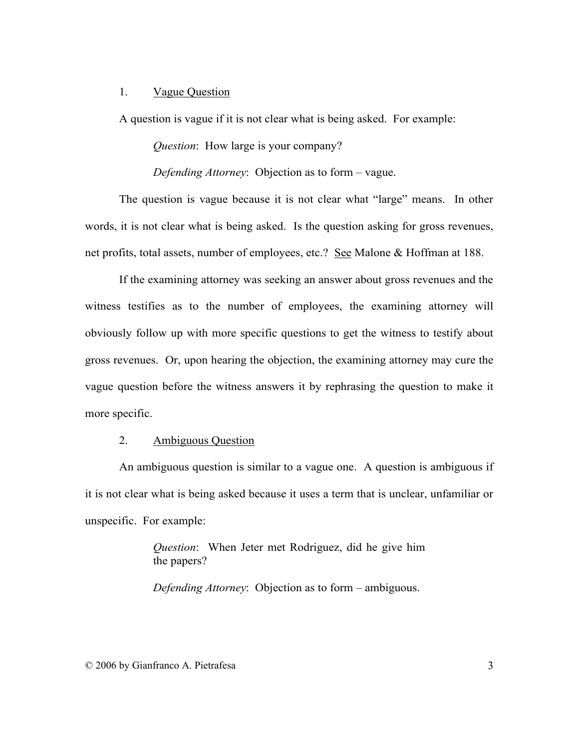1. <u>Vague Question</u>

A question is vague if it is not clear what is being asked. For example:

> *Question*: How large is your company?
>
> *Defending Attorney*: Objection as to form – vague.

The question is vague because it is not clear what "large" means. In other words, it is not clear what is being asked. Is the question asking for gross revenues, net profits, total assets, number of employees, etc.? <u>See</u> Malone & Hoffman at 188.

If the examining attorney was seeking an answer about gross revenues and the witness testifies as to the number of employees, the examining attorney will obviously follow up with more specific questions to get the witness to testify about gross revenues. Or, upon hearing the objection, the examining attorney may cure the vague question before the witness answers it by rephrasing the question to make it more specific.

2. <u>Ambiguous Question</u>

An ambiguous question is similar to a vague one. A question is ambiguous if it is not clear what is being asked because it uses a term that is unclear, unfamiliar or unspecific. For example:

> *Question*: When Jeter met Rodriguez, did he give him the papers?
>
> *Defending Attorney*: Objection as to form – ambiguous.

© 2006 by Gianfranco A. Pietrafesa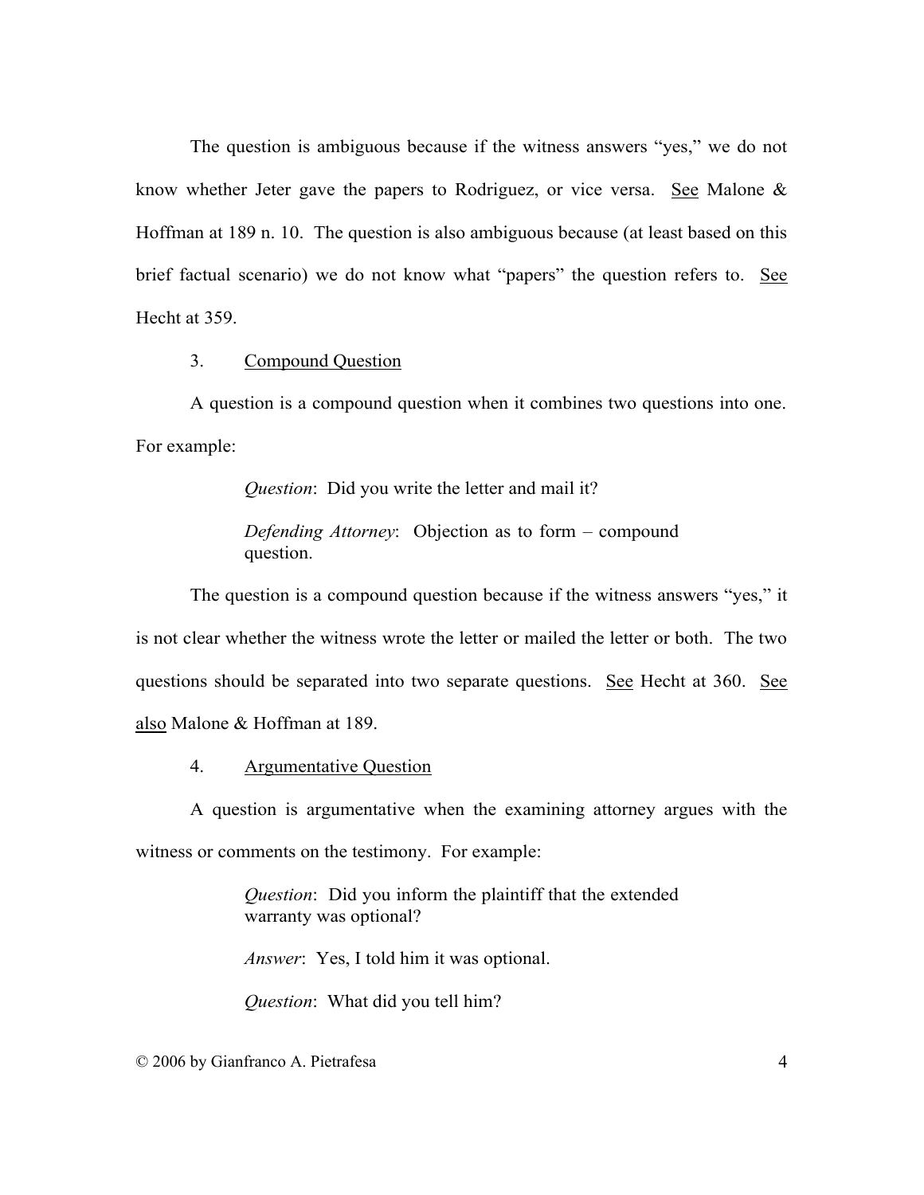The question is ambiguous because if the witness answers "yes," we do not know whether Jeter gave the papers to Rodriguez, or vice versa. See Malone & Hoffman at 189 n. 10. The question is also ambiguous because (at least based on this brief factual scenario) we do not know what "papers" the question refers to. See Hecht at 359.

3. Compound Question

A question is a compound question when it combines two questions into one. For example:

> *Question*: Did you write the letter and mail it?
>
> *Defending Attorney*: Objection as to form – compound question.

The question is a compound question because if the witness answers "yes," it is not clear whether the witness wrote the letter or mailed the letter or both. The two questions should be separated into two separate questions. See Hecht at 360. See also Malone & Hoffman at 189.

4. Argumentative Question

A question is argumentative when the examining attorney argues with the witness or comments on the testimony. For example:

> *Question*: Did you inform the plaintiff that the extended warranty was optional?
>
> *Answer*: Yes, I told him it was optional.
>
> *Question*: What did you tell him?

© 2006 by Gianfranco A. Pietrafesa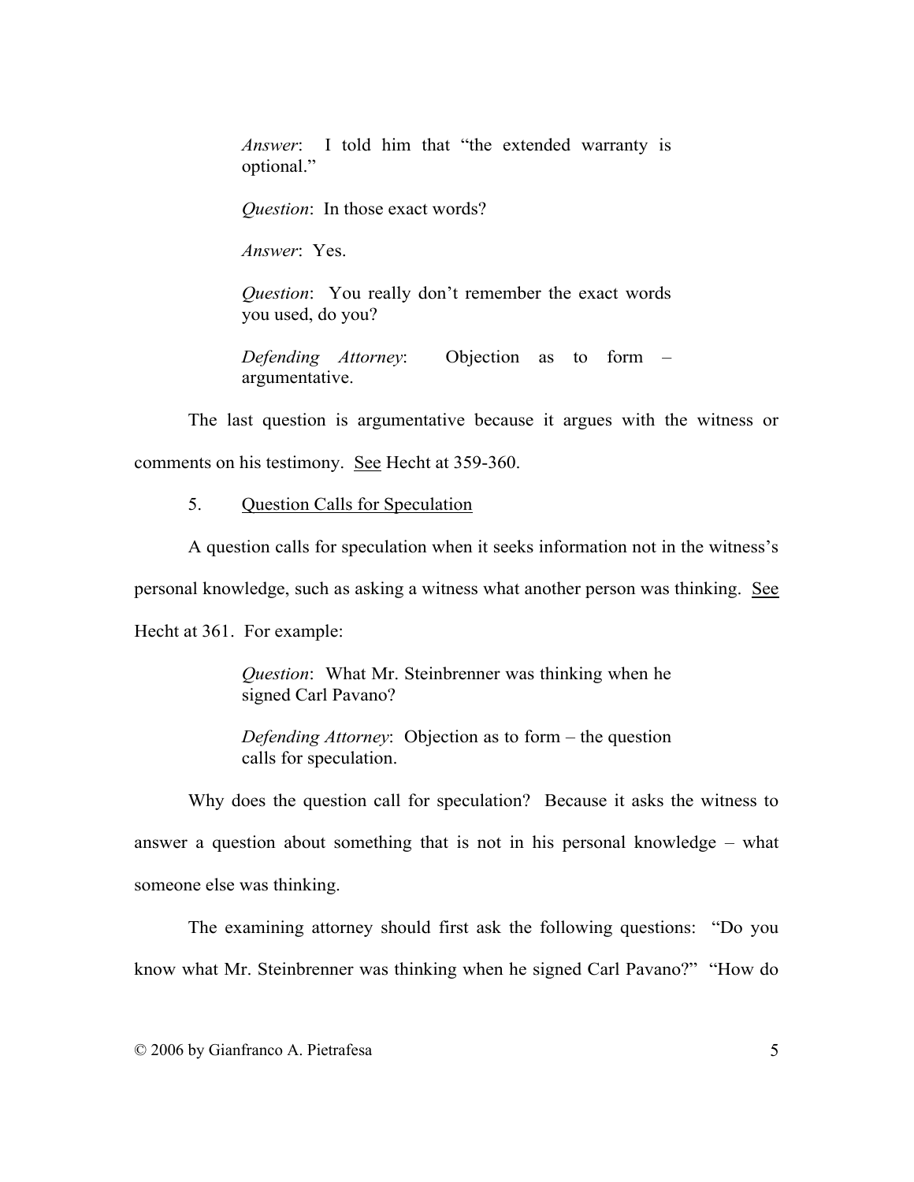> *Answer*: I told him that "the extended warranty is optional."
>
> *Question*: In those exact words?
>
> *Answer*: Yes.
>
> *Question*: You really don't remember the exact words you used, do you?
>
> *Defending Attorney*: Objection as to form – argumentative.

The last question is argumentative because it argues with the witness or comments on his testimony. See Hecht at 359-360.

5. Question Calls for Speculation

A question calls for speculation when it seeks information not in the witness's personal knowledge, such as asking a witness what another person was thinking. See Hecht at 361. For example:

> *Question*: What Mr. Steinbrenner was thinking when he signed Carl Pavano?
>
> *Defending Attorney*: Objection as to form – the question calls for speculation.

Why does the question call for speculation? Because it asks the witness to answer a question about something that is not in his personal knowledge – what someone else was thinking.

The examining attorney should first ask the following questions: "Do you know what Mr. Steinbrenner was thinking when he signed Carl Pavano?" "How do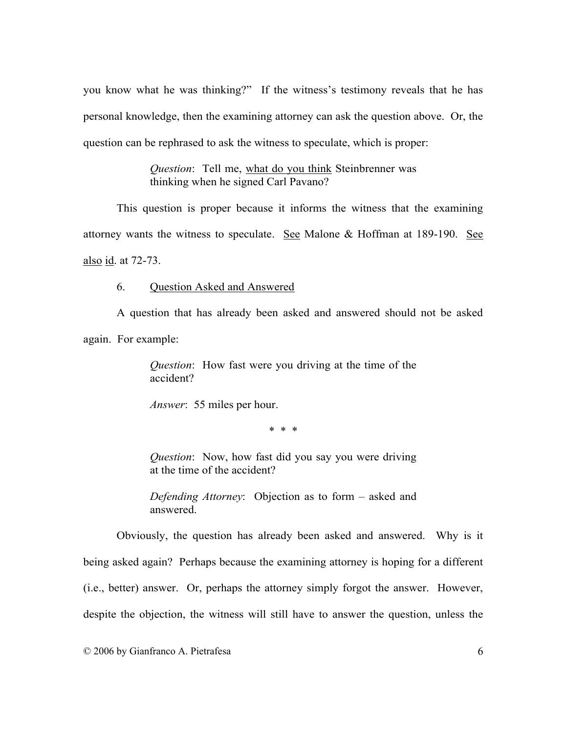you know what he was thinking?" If the witness's testimony reveals that he has personal knowledge, then the examining attorney can ask the question above. Or, the question can be rephrased to ask the witness to speculate, which is proper:

> *Question*: Tell me, <u>what do you think</u> Steinbrenner was thinking when he signed Carl Pavano?

This question is proper because it informs the witness that the examining attorney wants the witness to speculate. <u>See</u> Malone & Hoffman at 189-190. <u>See also</u> <u>id</u>. at 72-73.

6. <u>Question Asked and Answered</u>

A question that has already been asked and answered should not be asked again. For example:

> *Question*: How fast were you driving at the time of the accident?
>
> *Answer*: 55 miles per hour.
>
> \* \* \*
>
> *Question*: Now, how fast did you say you were driving at the time of the accident?
>
> *Defending Attorney*: Objection as to form – asked and answered.

Obviously, the question has already been asked and answered. Why is it being asked again? Perhaps because the examining attorney is hoping for a different (i.e., better) answer. Or, perhaps the attorney simply forgot the answer. However, despite the objection, the witness will still have to answer the question, unless the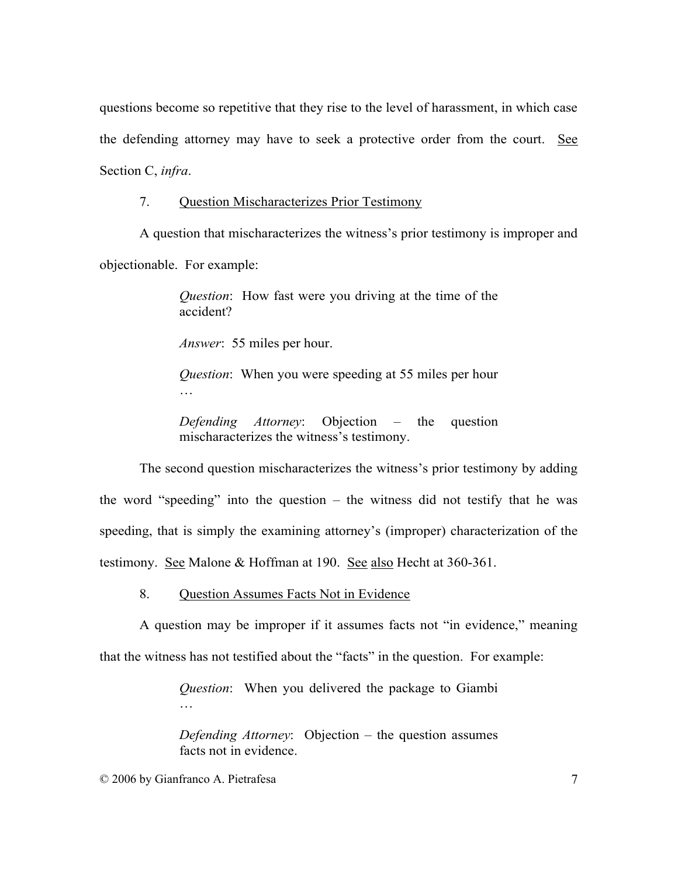questions become so repetitive that they rise to the level of harassment, in which case the defending attorney may have to seek a protective order from the court. See Section C, *infra*.

7. Question Mischaracterizes Prior Testimony

A question that mischaracterizes the witness's prior testimony is improper and objectionable. For example:

> *Question*: How fast were you driving at the time of the accident?
>
> *Answer*: 55 miles per hour.
>
> *Question*: When you were speeding at 55 miles per hour …
>
> *Defending Attorney*: Objection – the question mischaracterizes the witness's testimony.

The second question mischaracterizes the witness's prior testimony by adding the word "speeding" into the question – the witness did not testify that he was speeding, that is simply the examining attorney's (improper) characterization of the testimony. See Malone & Hoffman at 190. See also Hecht at 360-361.

8. Question Assumes Facts Not in Evidence

A question may be improper if it assumes facts not "in evidence," meaning that the witness has not testified about the "facts" in the question. For example:

> *Question*: When you delivered the package to Giambi …
>
> *Defending Attorney*: Objection – the question assumes facts not in evidence.

© 2006 by Gianfranco A. Pietrafesa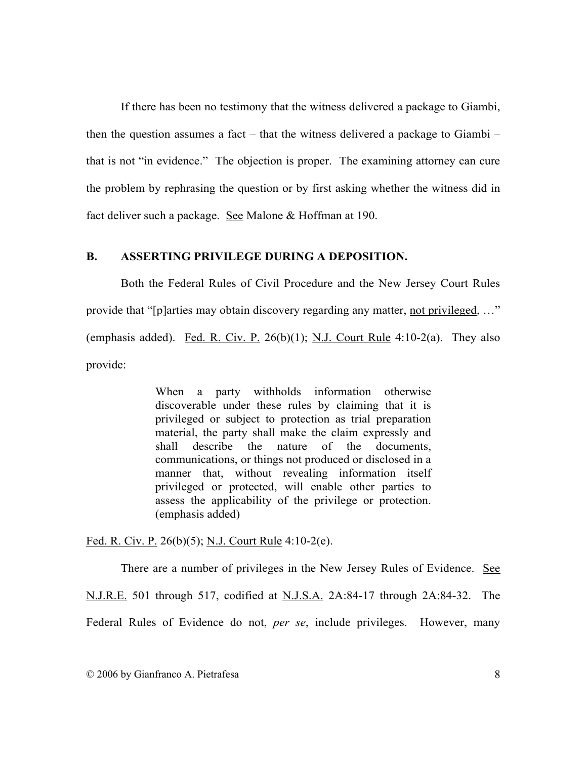If there has been no testimony that the witness delivered a package to Giambi, then the question assumes a fact – that the witness delivered a package to Giambi – that is not "in evidence." The objection is proper. The examining attorney can cure the problem by rephrasing the question or by first asking whether the witness did in fact deliver such a package. <u>See</u> Malone & Hoffman at 190.

### B. ASSERTING PRIVILEGE DURING A DEPOSITION.

Both the Federal Rules of Civil Procedure and the New Jersey Court Rules provide that "[p]arties may obtain discovery regarding any matter, <u>not privileged</u>, …" (emphasis added). <u>Fed. R. Civ. P.</u> 26(b)(1); <u>N.J. Court Rule</u> 4:10-2(a). They also provide:

> When a party withholds information otherwise discoverable under these rules by claiming that it is privileged or subject to protection as trial preparation material, the party shall make the claim expressly and shall describe the nature of the documents, communications, or things not produced or disclosed in a manner that, without revealing information itself privileged or protected, will enable other parties to assess the applicability of the privilege or protection. (emphasis added)

<u>Fed. R. Civ. P.</u> 26(b)(5); <u>N.J. Court Rule</u> 4:10-2(e).

There are a number of privileges in the New Jersey Rules of Evidence. <u>See</u> <u>N.J.R.E.</u> 501 through 517, codified at <u>N.J.S.A.</u> 2A:84-17 through 2A:84-32. The Federal Rules of Evidence do not, *per se*, include privileges. However, many

© 2006 by Gianfranco A. Pietrafesa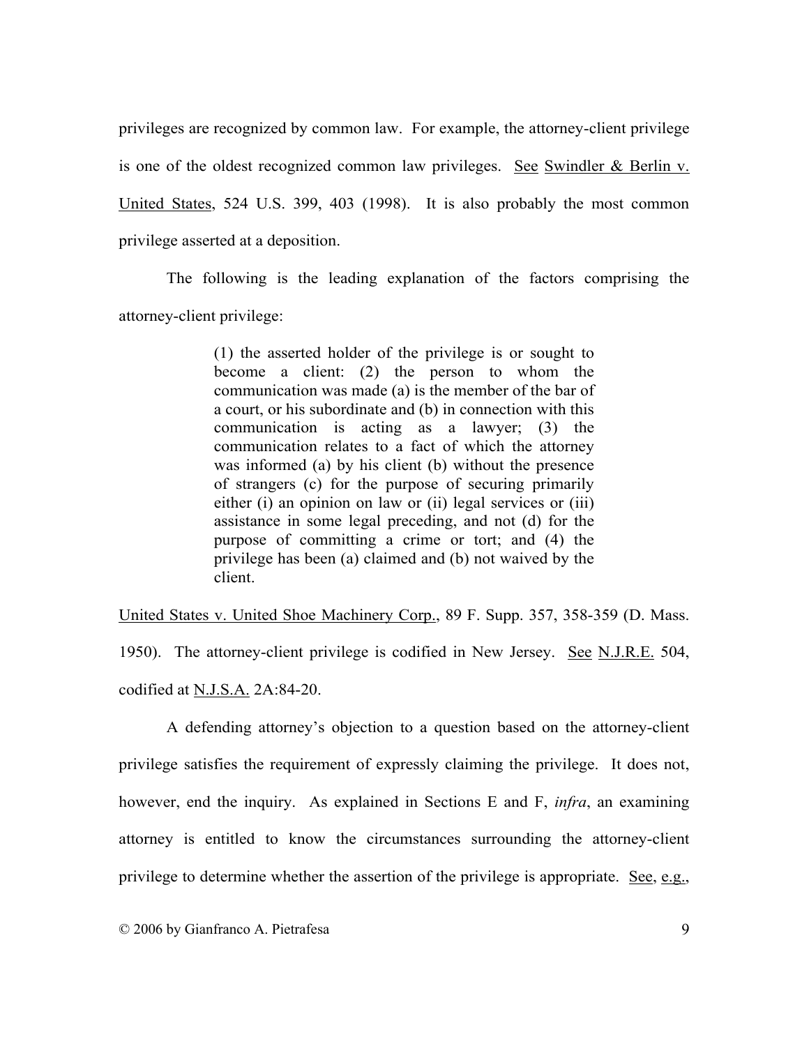privileges are recognized by common law. For example, the attorney-client privilege is one of the oldest recognized common law privileges. See Swindler & Berlin v. United States, 524 U.S. 399, 403 (1998). It is also probably the most common privilege asserted at a deposition.

The following is the leading explanation of the factors comprising the attorney-client privilege:

> (1) the asserted holder of the privilege is or sought to become a client: (2) the person to whom the communication was made (a) is the member of the bar of a court, or his subordinate and (b) in connection with this communication is acting as a lawyer; (3) the communication relates to a fact of which the attorney was informed (a) by his client (b) without the presence of strangers (c) for the purpose of securing primarily either (i) an opinion on law or (ii) legal services or (iii) assistance in some legal preceding, and not (d) for the purpose of committing a crime or tort; and (4) the privilege has been (a) claimed and (b) not waived by the client.

United States v. United Shoe Machinery Corp., 89 F. Supp. 357, 358-359 (D. Mass. 1950). The attorney-client privilege is codified in New Jersey. See N.J.R.E. 504, codified at N.J.S.A. 2A:84-20.

A defending attorney's objection to a question based on the attorney-client privilege satisfies the requirement of expressly claiming the privilege. It does not, however, end the inquiry. As explained in Sections E and F, *infra*, an examining attorney is entitled to know the circumstances surrounding the attorney-client privilege to determine whether the assertion of the privilege is appropriate. See, e.g.,

© 2006 by Gianfranco A. Pietrafesa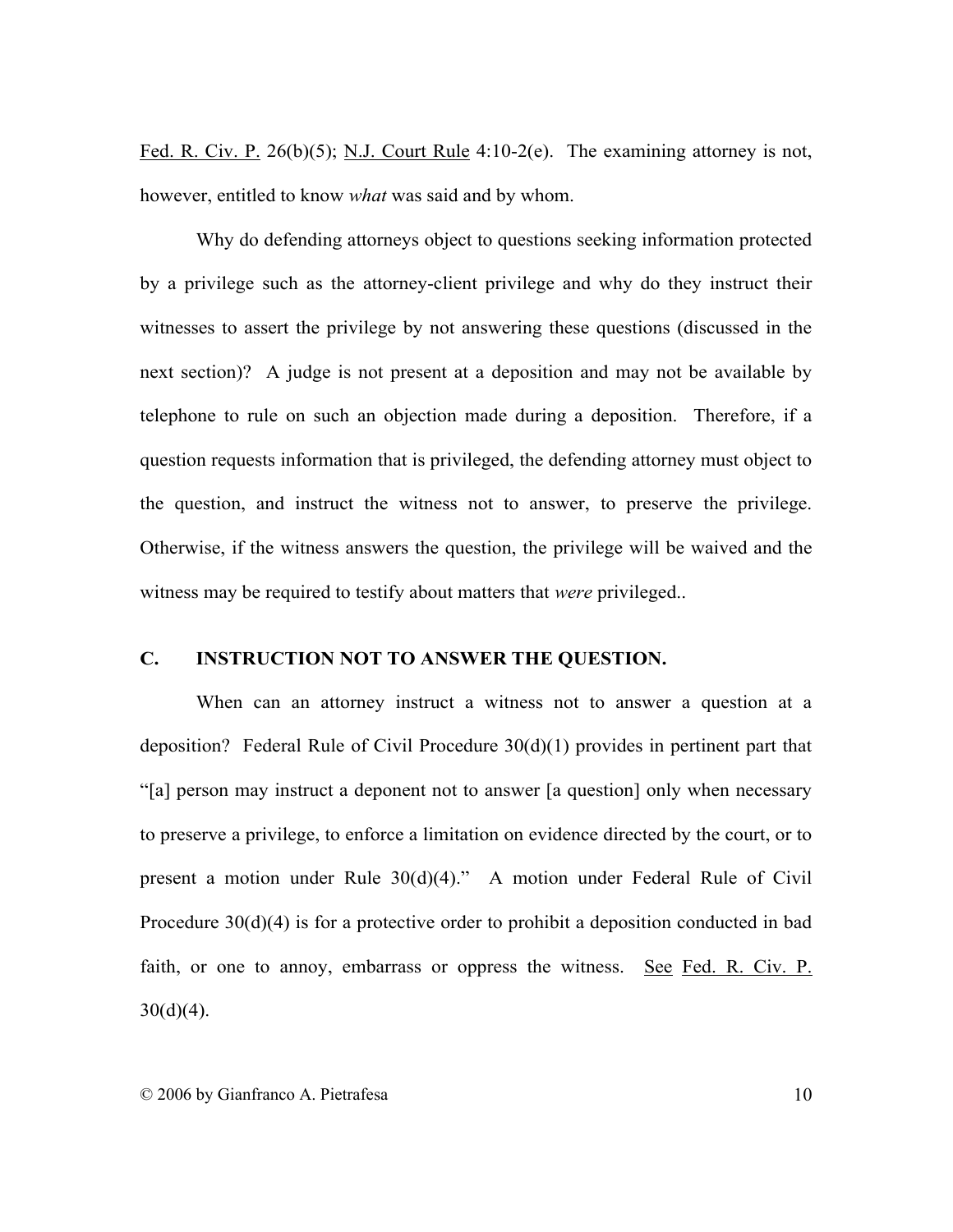Fed. R. Civ. P. 26(b)(5); N.J. Court Rule 4:10-2(e). The examining attorney is not, however, entitled to know *what* was said and by whom.

Why do defending attorneys object to questions seeking information protected by a privilege such as the attorney-client privilege and why do they instruct their witnesses to assert the privilege by not answering these questions (discussed in the next section)? A judge is not present at a deposition and may not be available by telephone to rule on such an objection made during a deposition. Therefore, if a question requests information that is privileged, the defending attorney must object to the question, and instruct the witness not to answer, to preserve the privilege. Otherwise, if the witness answers the question, the privilege will be waived and the witness may be required to testify about matters that *were* privileged..

### C. INSTRUCTION NOT TO ANSWER THE QUESTION.

When can an attorney instruct a witness not to answer a question at a deposition? Federal Rule of Civil Procedure 30(d)(1) provides in pertinent part that "[a] person may instruct a deponent not to answer [a question] only when necessary to preserve a privilege, to enforce a limitation on evidence directed by the court, or to present a motion under Rule 30(d)(4)." A motion under Federal Rule of Civil Procedure 30(d)(4) is for a protective order to prohibit a deposition conducted in bad faith, or one to annoy, embarrass or oppress the witness. See Fed. R. Civ. P. 30(d)(4).

© 2006 by Gianfranco A. Pietrafesa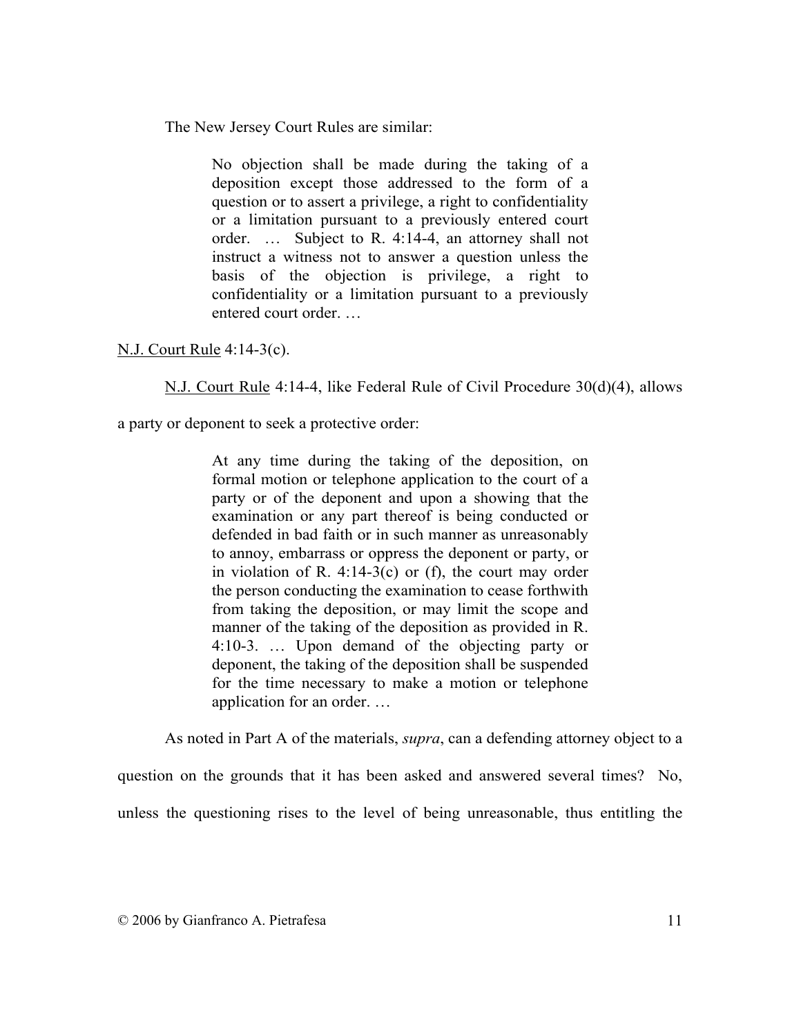The New Jersey Court Rules are similar:

> No objection shall be made during the taking of a deposition except those addressed to the form of a question or to assert a privilege, a right to confidentiality or a limitation pursuant to a previously entered court order. … Subject to R. 4:14-4, an attorney shall not instruct a witness not to answer a question unless the basis of the objection is privilege, a right to confidentiality or a limitation pursuant to a previously entered court order. …

N.J. Court Rule 4:14-3(c).

N.J. Court Rule 4:14-4, like Federal Rule of Civil Procedure 30(d)(4), allows a party or deponent to seek a protective order:

> At any time during the taking of the deposition, on formal motion or telephone application to the court of a party or of the deponent and upon a showing that the examination or any part thereof is being conducted or defended in bad faith or in such manner as unreasonably to annoy, embarrass or oppress the deponent or party, or in violation of R. 4:14-3(c) or (f), the court may order the person conducting the examination to cease forthwith from taking the deposition, or may limit the scope and manner of the taking of the deposition as provided in R. 4:10-3. … Upon demand of the objecting party or deponent, the taking of the deposition shall be suspended for the time necessary to make a motion or telephone application for an order. …

As noted in Part A of the materials, *supra*, can a defending attorney object to a question on the grounds that it has been asked and answered several times? No, unless the questioning rises to the level of being unreasonable, thus entitling the

© 2006 by Gianfranco A. Pietrafesa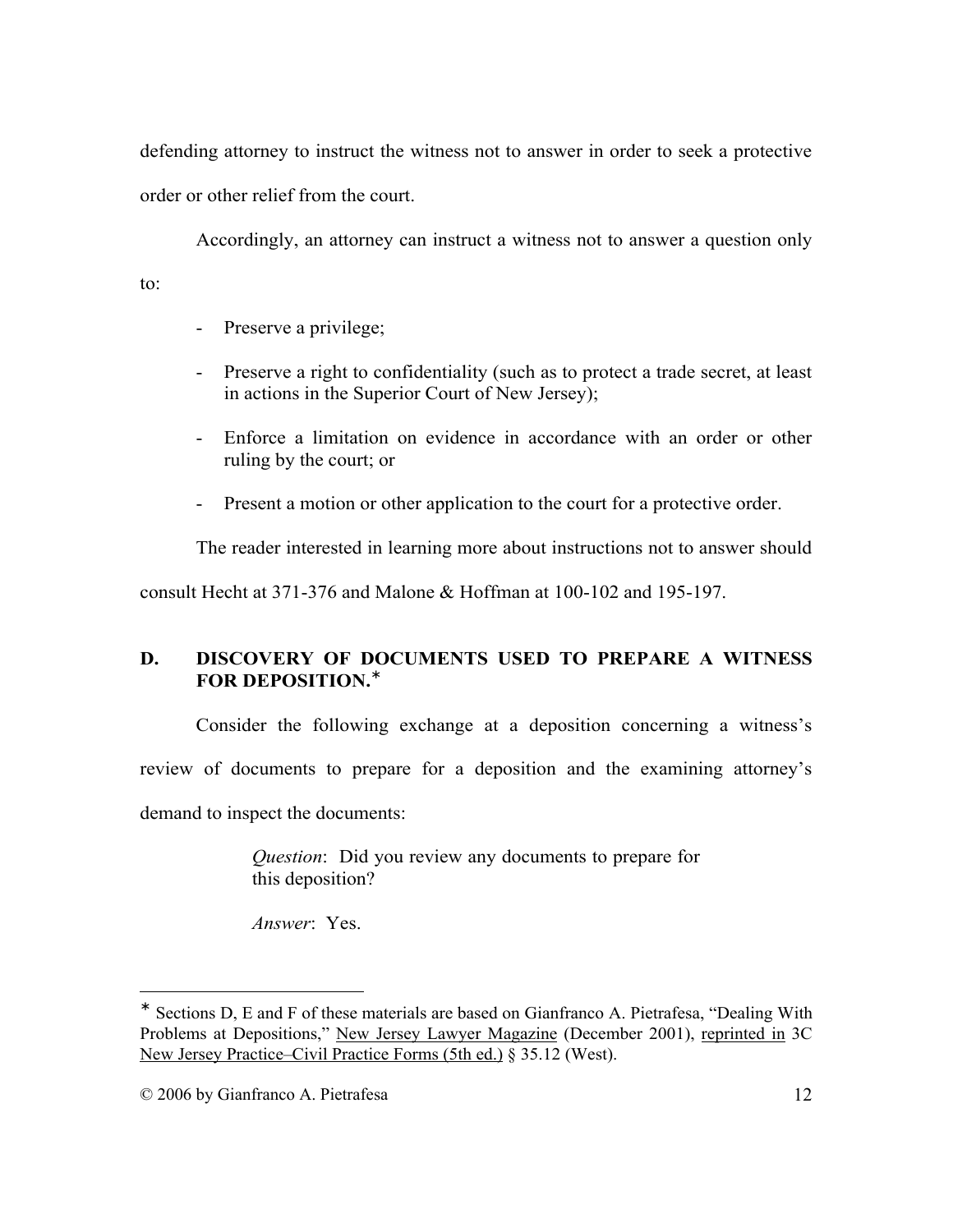defending attorney to instruct the witness not to answer in order to seek a protective order or other relief from the court.

Accordingly, an attorney can instruct a witness not to answer a question only to:

- Preserve a privilege;
- Preserve a right to confidentiality (such as to protect a trade secret, at least in actions in the Superior Court of New Jersey);
- Enforce a limitation on evidence in accordance with an order or other ruling by the court; or
- Present a motion or other application to the court for a protective order.

The reader interested in learning more about instructions not to answer should consult Hecht at 371-376 and Malone & Hoffman at 100-102 and 195-197.

## D. DISCOVERY OF DOCUMENTS USED TO PREPARE A WITNESS FOR DEPOSITION.*

Consider the following exchange at a deposition concerning a witness's review of documents to prepare for a deposition and the examining attorney's demand to inspect the documents:

> *Question*: Did you review any documents to prepare for this deposition?
>
> *Answer*: Yes.

---

* Sections D, E and F of these materials are based on Gianfranco A. Pietrafesa, "Dealing With Problems at Depositions," New Jersey Lawyer Magazine (December 2001), reprinted in 3C New Jersey Practice–Civil Practice Forms (5th ed.) § 35.12 (West).

© 2006 by Gianfranco A. Pietrafesa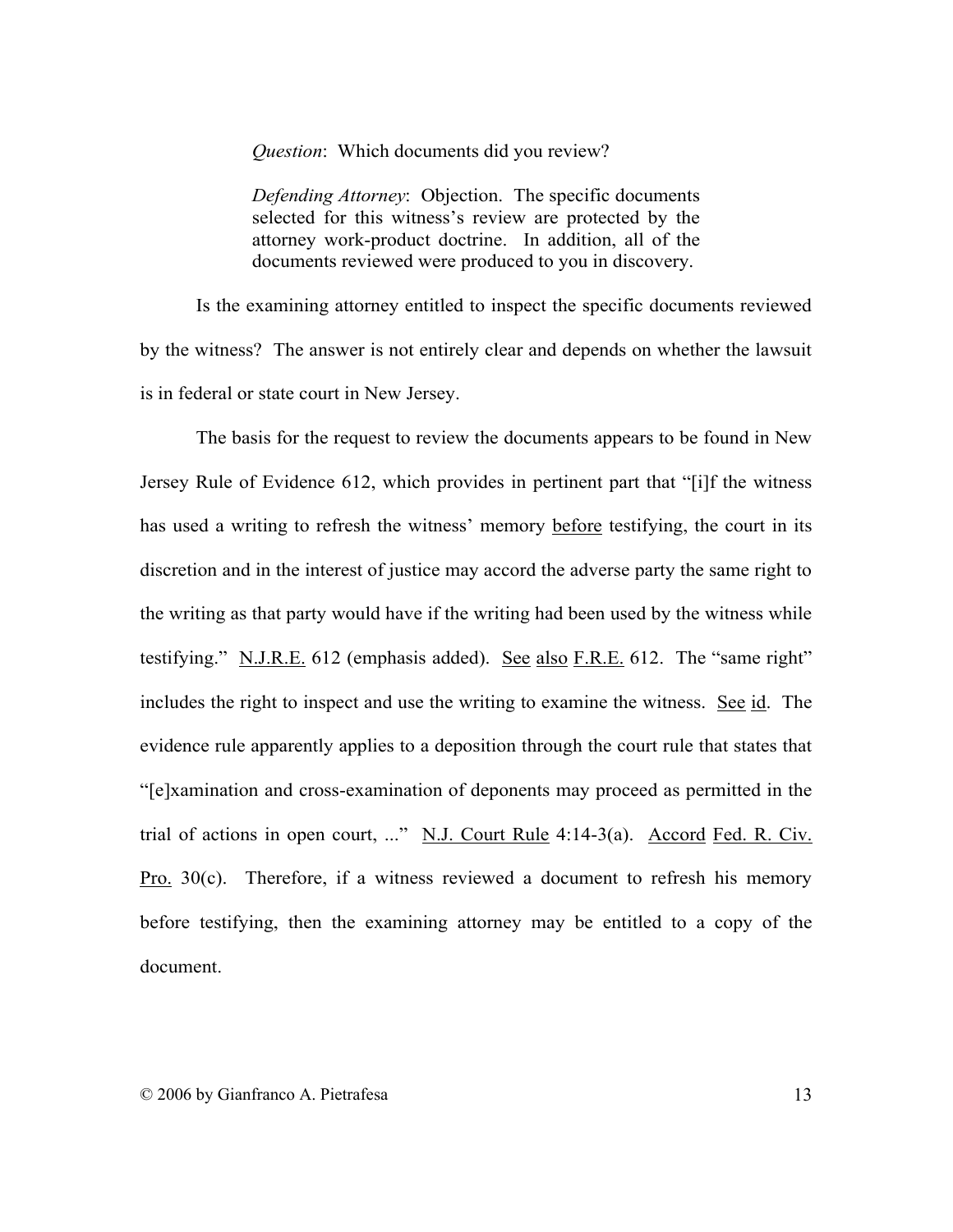> *Question*: Which documents did you review?
>
> *Defending Attorney*: Objection. The specific documents selected for this witness's review are protected by the attorney work-product doctrine. In addition, all of the documents reviewed were produced to you in discovery.

Is the examining attorney entitled to inspect the specific documents reviewed by the witness? The answer is not entirely clear and depends on whether the lawsuit is in federal or state court in New Jersey.

The basis for the request to review the documents appears to be found in New Jersey Rule of Evidence 612, which provides in pertinent part that "[i]f the witness has used a writing to refresh the witness' memory <u>before</u> testifying, the court in its discretion and in the interest of justice may accord the adverse party the same right to the writing as that party would have if the writing had been used by the witness while testifying." <u>N.J.R.E.</u> 612 (emphasis added). <u>See</u> <u>also</u> <u>F.R.E.</u> 612. The "same right" includes the right to inspect and use the writing to examine the witness. <u>See</u> <u>id</u>. The evidence rule apparently applies to a deposition through the court rule that states that "[e]xamination and cross-examination of deponents may proceed as permitted in the trial of actions in open court, ..." <u>N.J. Court Rule</u> 4:14-3(a). <u>Accord</u> <u>Fed. R. Civ. Pro.</u> 30(c). Therefore, if a witness reviewed a document to refresh his memory before testifying, then the examining attorney may be entitled to a copy of the document.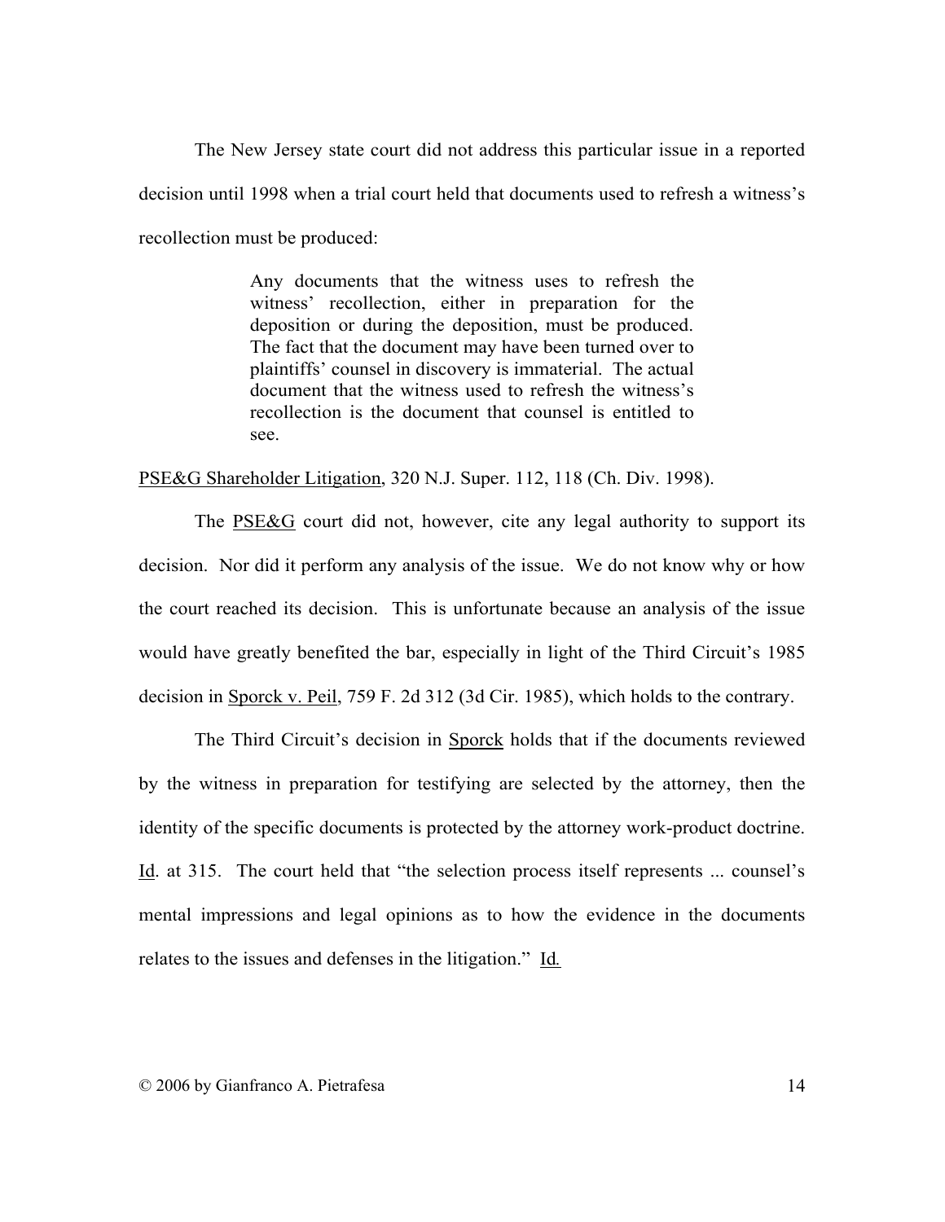The New Jersey state court did not address this particular issue in a reported decision until 1998 when a trial court held that documents used to refresh a witness's recollection must be produced:

> Any documents that the witness uses to refresh the witness' recollection, either in preparation for the deposition or during the deposition, must be produced. The fact that the document may have been turned over to plaintiffs' counsel in discovery is immaterial. The actual document that the witness used to refresh the witness's recollection is the document that counsel is entitled to see.

PSE&G Shareholder Litigation, 320 N.J. Super. 112, 118 (Ch. Div. 1998).

The PSE&G court did not, however, cite any legal authority to support its decision. Nor did it perform any analysis of the issue. We do not know why or how the court reached its decision. This is unfortunate because an analysis of the issue would have greatly benefited the bar, especially in light of the Third Circuit's 1985 decision in Sporck v. Peil, 759 F. 2d 312 (3d Cir. 1985), which holds to the contrary.

The Third Circuit's decision in Sporck holds that if the documents reviewed by the witness in preparation for testifying are selected by the attorney, then the identity of the specific documents is protected by the attorney work-product doctrine. Id. at 315. The court held that "the selection process itself represents ... counsel's mental impressions and legal opinions as to how the evidence in the documents relates to the issues and defenses in the litigation." Id.

© 2006 by Gianfranco A. Pietrafesa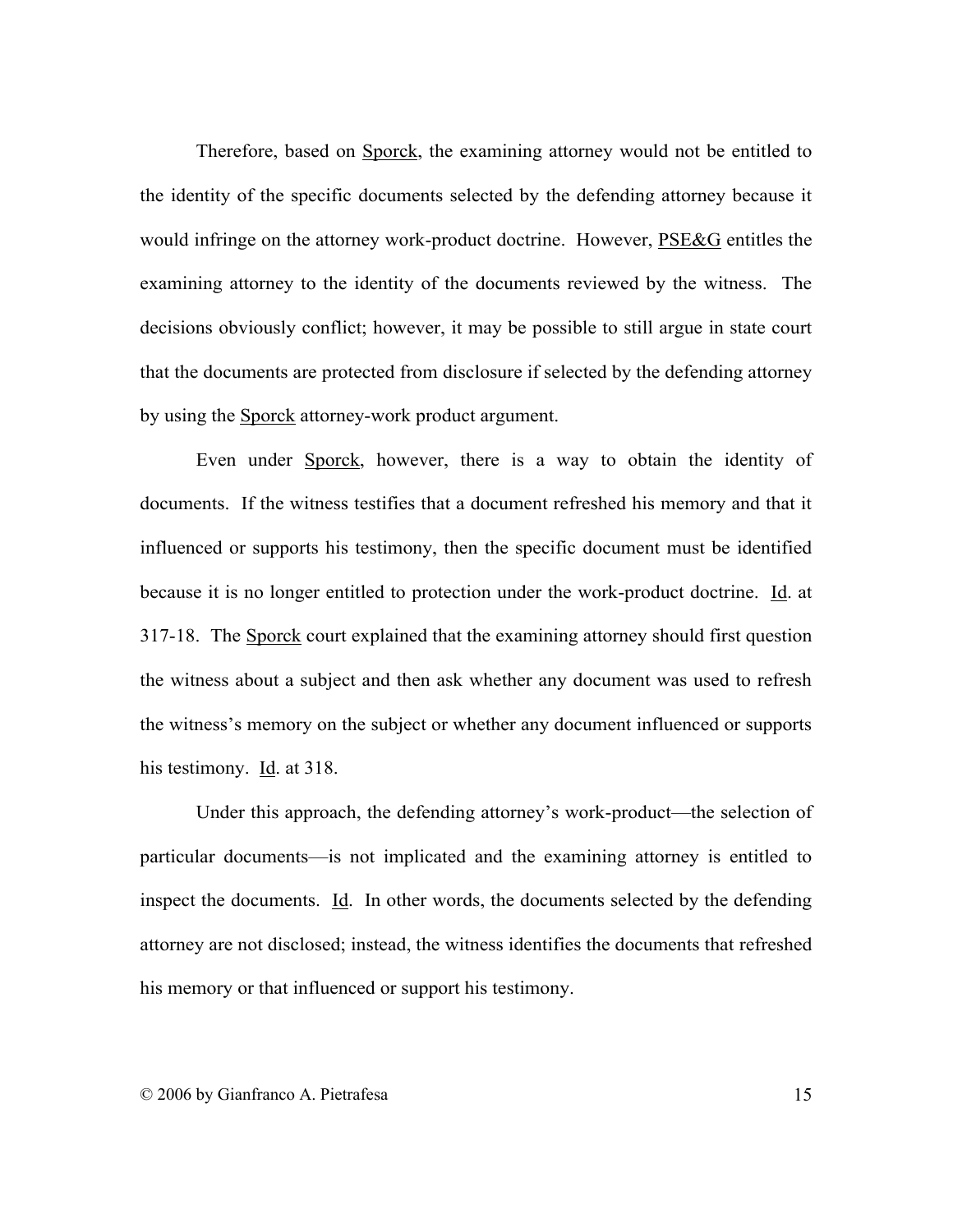Therefore, based on Sporck, the examining attorney would not be entitled to the identity of the specific documents selected by the defending attorney because it would infringe on the attorney work-product doctrine. However, PSE&G entitles the examining attorney to the identity of the documents reviewed by the witness. The decisions obviously conflict; however, it may be possible to still argue in state court that the documents are protected from disclosure if selected by the defending attorney by using the Sporck attorney-work product argument.

Even under Sporck, however, there is a way to obtain the identity of documents. If the witness testifies that a document refreshed his memory and that it influenced or supports his testimony, then the specific document must be identified because it is no longer entitled to protection under the work-product doctrine. Id. at 317-18. The Sporck court explained that the examining attorney should first question the witness about a subject and then ask whether any document was used to refresh the witness's memory on the subject or whether any document influenced or supports his testimony. Id. at 318.

Under this approach, the defending attorney's work-product—the selection of particular documents—is not implicated and the examining attorney is entitled to inspect the documents. Id. In other words, the documents selected by the defending attorney are not disclosed; instead, the witness identifies the documents that refreshed his memory or that influenced or support his testimony.

© 2006 by Gianfranco A. Pietrafesa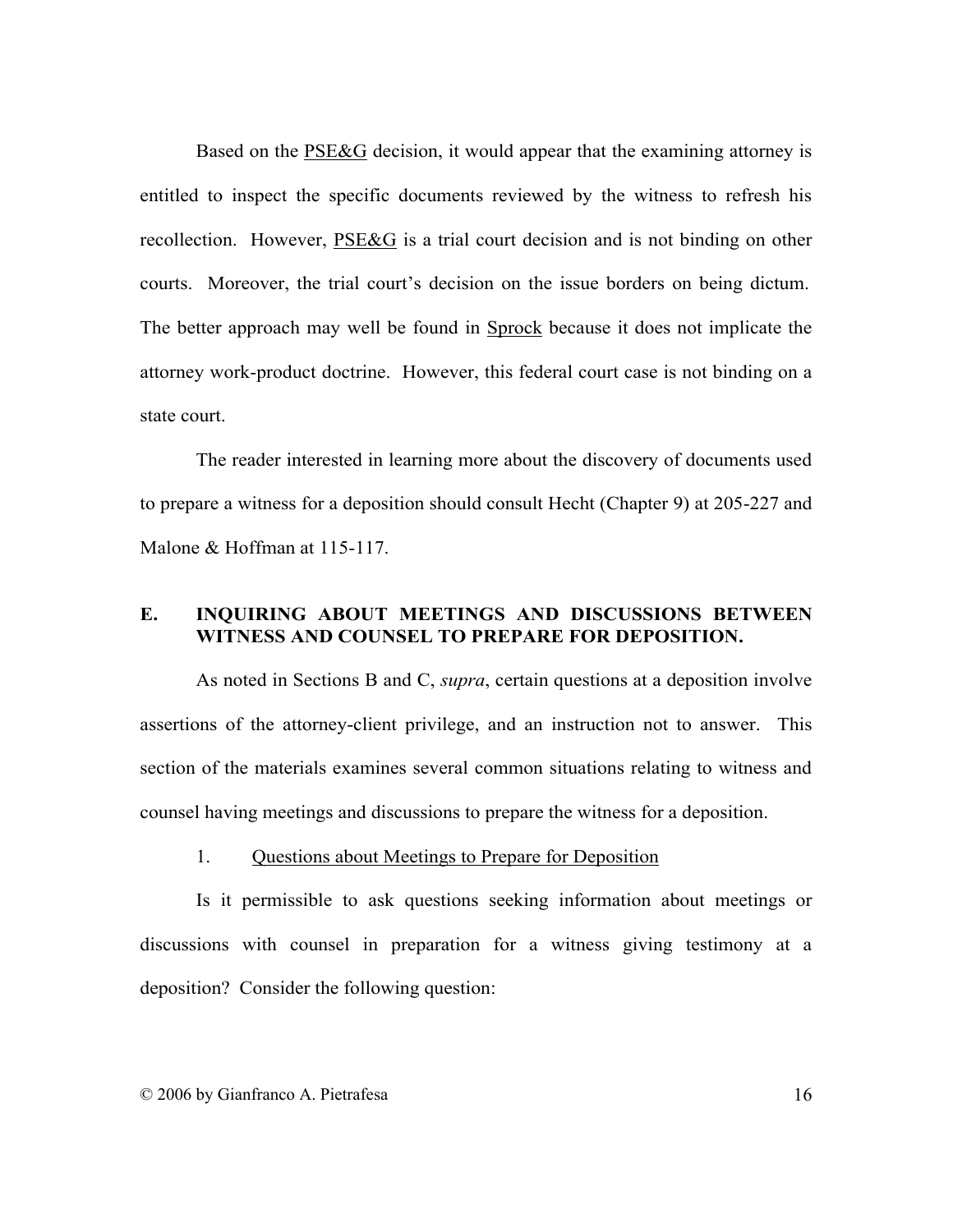Based on the PSE&G decision, it would appear that the examining attorney is entitled to inspect the specific documents reviewed by the witness to refresh his recollection. However, PSE&G is a trial court decision and is not binding on other courts. Moreover, the trial court's decision on the issue borders on being dictum. The better approach may well be found in Sprock because it does not implicate the attorney work-product doctrine. However, this federal court case is not binding on a state court.

The reader interested in learning more about the discovery of documents used to prepare a witness for a deposition should consult Hecht (Chapter 9) at 205-227 and Malone & Hoffman at 115-117.

## E. INQUIRING ABOUT MEETINGS AND DISCUSSIONS BETWEEN WITNESS AND COUNSEL TO PREPARE FOR DEPOSITION.

As noted in Sections B and C, *supra*, certain questions at a deposition involve assertions of the attorney-client privilege, and an instruction not to answer. This section of the materials examines several common situations relating to witness and counsel having meetings and discussions to prepare the witness for a deposition.

### 1. Questions about Meetings to Prepare for Deposition

Is it permissible to ask questions seeking information about meetings or discussions with counsel in preparation for a witness giving testimony at a deposition? Consider the following question: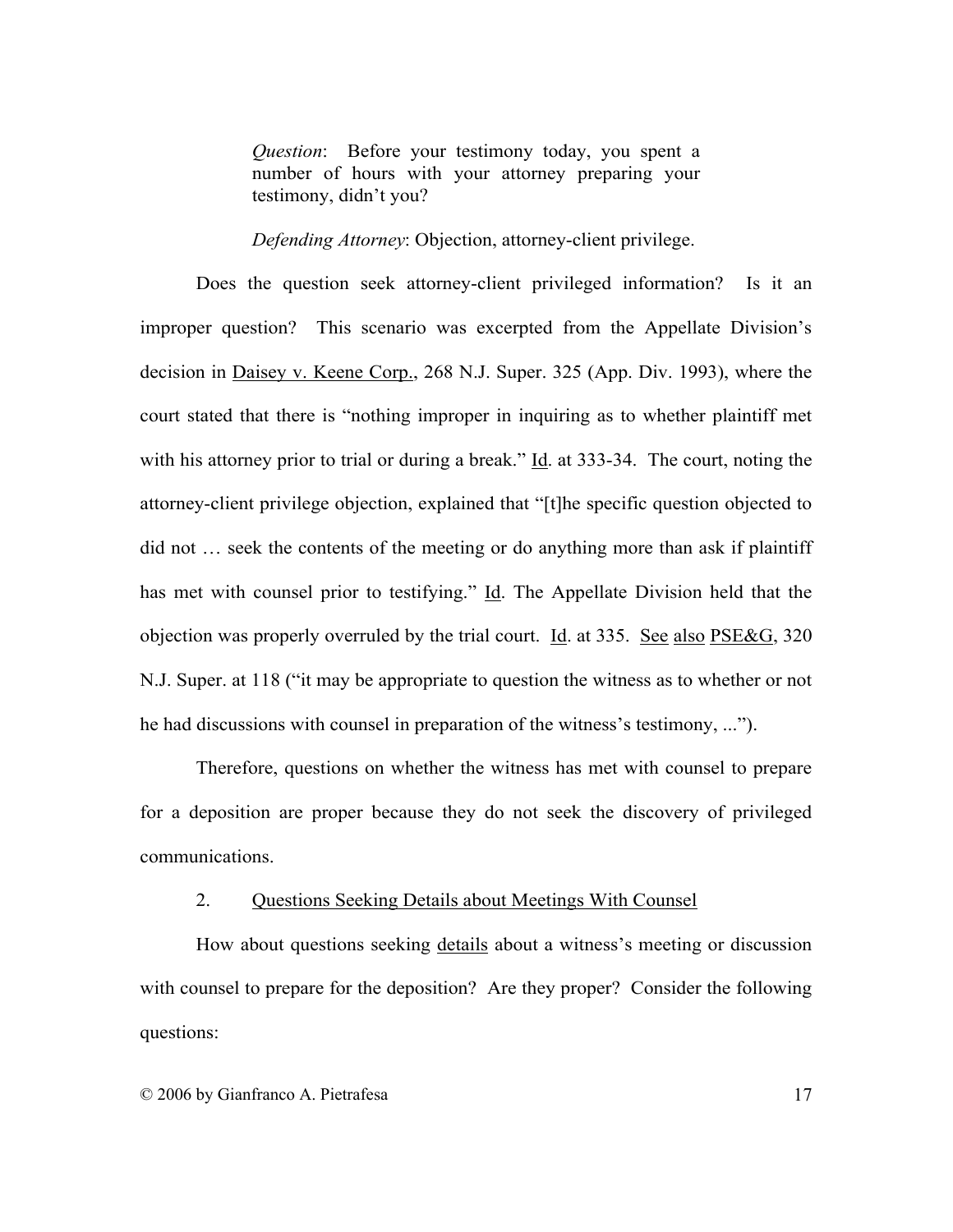> *Question*: Before your testimony today, you spent a number of hours with your attorney preparing your testimony, didn't you?
>
> *Defending Attorney*: Objection, attorney-client privilege.

Does the question seek attorney-client privileged information? Is it an improper question? This scenario was excerpted from the Appellate Division's decision in <u>Daisey v. Keene Corp.</u>, 268 N.J. Super. 325 (App. Div. 1993), where the court stated that there is "nothing improper in inquiring as to whether plaintiff met with his attorney prior to trial or during a break." <u>Id</u>. at 333-34. The court, noting the attorney-client privilege objection, explained that "[t]he specific question objected to did not … seek the contents of the meeting or do anything more than ask if plaintiff has met with counsel prior to testifying." <u>Id</u>. The Appellate Division held that the objection was properly overruled by the trial court. <u>Id</u>. at 335. <u>See</u> <u>also</u> <u>PSE&G</u>, 320 N.J. Super. at 118 ("it may be appropriate to question the witness as to whether or not he had discussions with counsel in preparation of the witness's testimony, ...").

Therefore, questions on whether the witness has met with counsel to prepare for a deposition are proper because they do not seek the discovery of privileged communications.

2. <u>Questions Seeking Details about Meetings With Counsel</u>

How about questions seeking <u>details</u> about a witness's meeting or discussion with counsel to prepare for the deposition? Are they proper? Consider the following questions:

© 2006 by Gianfranco A. Pietrafesa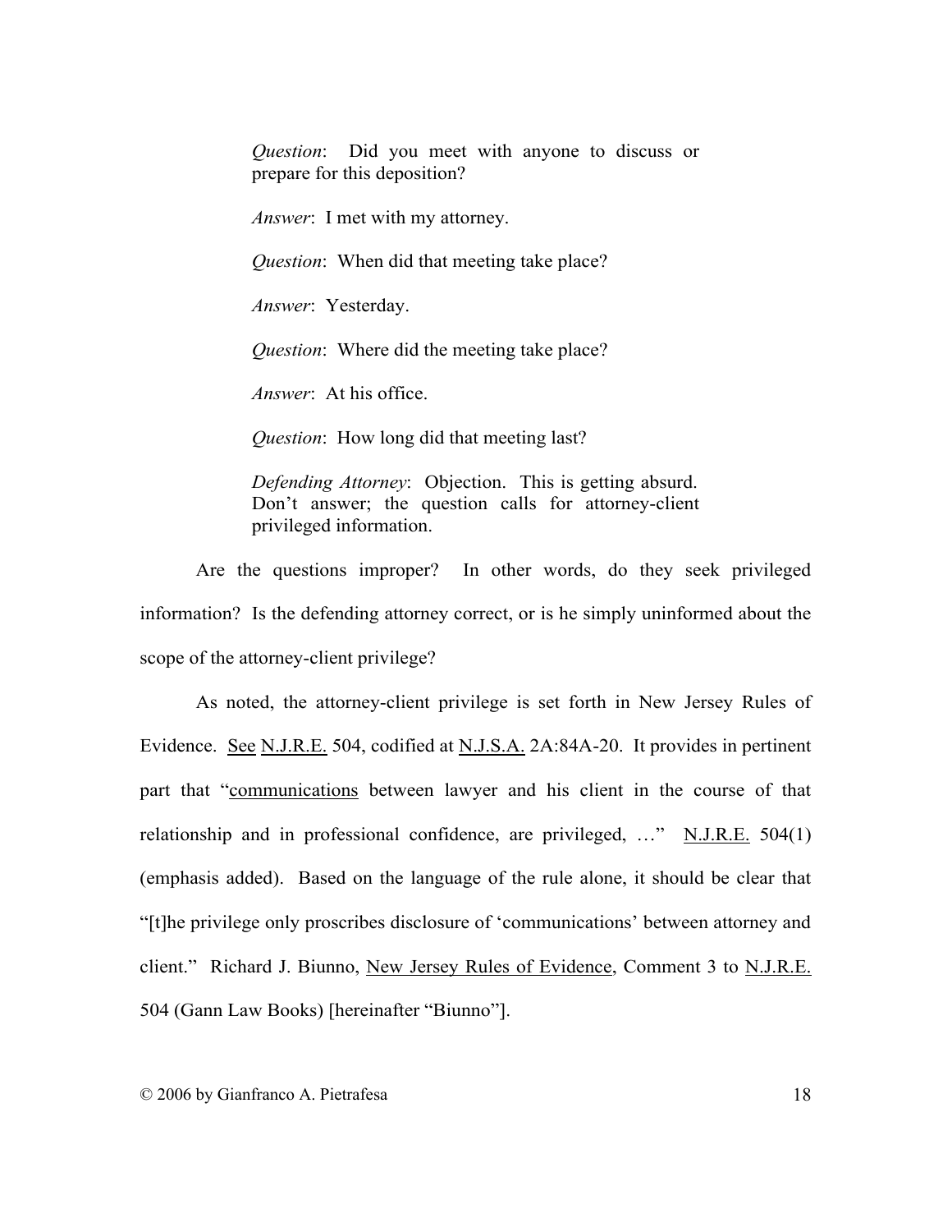> *Question*: Did you meet with anyone to discuss or prepare for this deposition?
>
> *Answer*: I met with my attorney.
>
> *Question*: When did that meeting take place?
>
> *Answer*: Yesterday.
>
> *Question*: Where did the meeting take place?
>
> *Answer*: At his office.
>
> *Question*: How long did that meeting last?
>
> *Defending Attorney*: Objection. This is getting absurd. Don't answer; the question calls for attorney-client privileged information.

Are the questions improper? In other words, do they seek privileged information? Is the defending attorney correct, or is he simply uninformed about the scope of the attorney-client privilege?

As noted, the attorney-client privilege is set forth in New Jersey Rules of Evidence. See N.J.R.E. 504, codified at N.J.S.A. 2A:84A-20. It provides in pertinent part that "communications between lawyer and his client in the course of that relationship and in professional confidence, are privileged, …" N.J.R.E. 504(1) (emphasis added). Based on the language of the rule alone, it should be clear that "[t]he privilege only proscribes disclosure of 'communications' between attorney and client." Richard J. Biunno, New Jersey Rules of Evidence, Comment 3 to N.J.R.E. 504 (Gann Law Books) [hereinafter "Biunno"].

© 2006 by Gianfranco A. Pietrafesa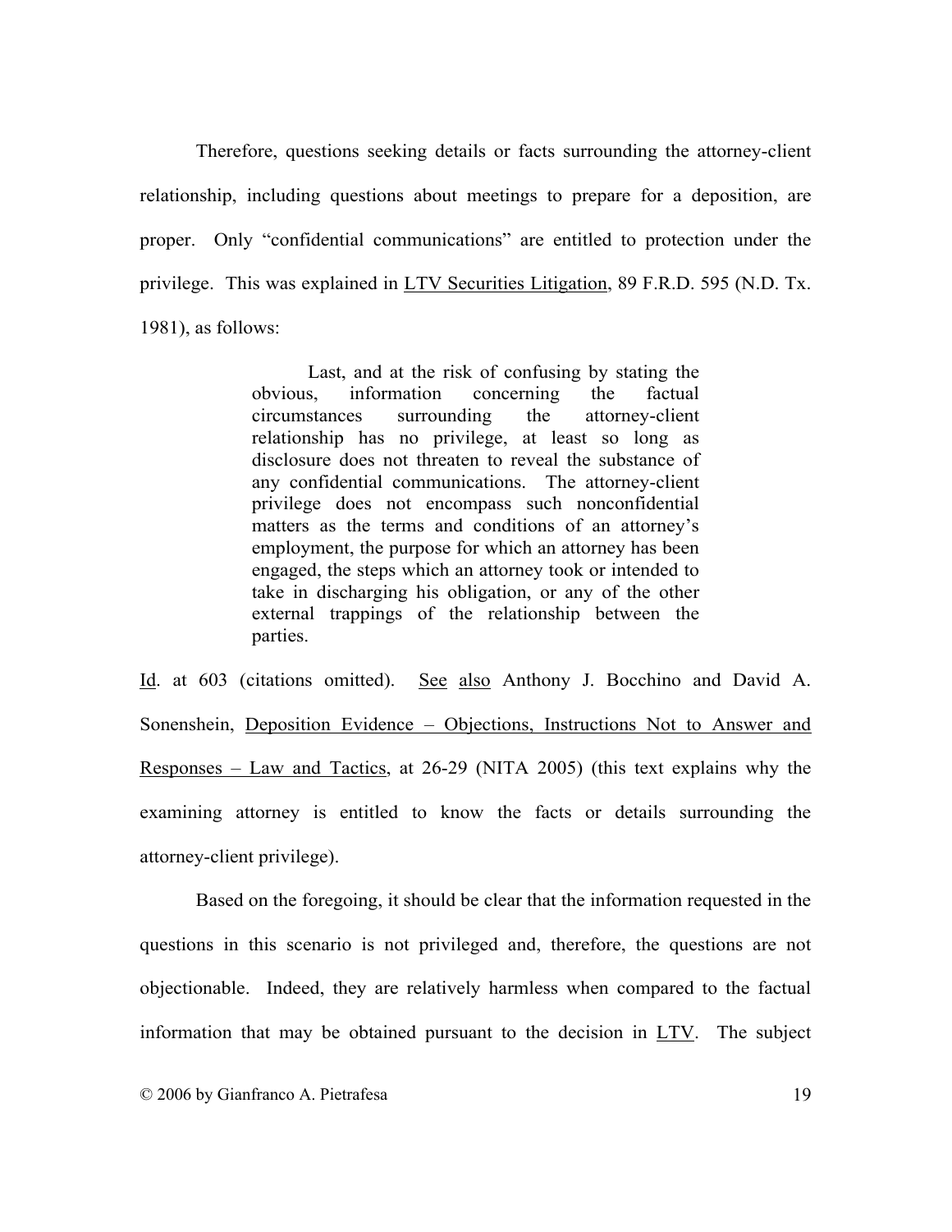Therefore, questions seeking details or facts surrounding the attorney-client relationship, including questions about meetings to prepare for a deposition, are proper. Only "confidential communications" are entitled to protection under the privilege. This was explained in LTV Securities Litigation, 89 F.R.D. 595 (N.D. Tx. 1981), as follows:

> Last, and at the risk of confusing by stating the obvious, information concerning the factual circumstances surrounding the attorney-client relationship has no privilege, at least so long as disclosure does not threaten to reveal the substance of any confidential communications. The attorney-client privilege does not encompass such nonconfidential matters as the terms and conditions of an attorney's employment, the purpose for which an attorney has been engaged, the steps which an attorney took or intended to take in discharging his obligation, or any of the other external trappings of the relationship between the parties.

Id. at 603 (citations omitted). See also Anthony J. Bocchino and David A. Sonenshein, Deposition Evidence – Objections, Instructions Not to Answer and Responses – Law and Tactics, at 26-29 (NITA 2005) (this text explains why the examining attorney is entitled to know the facts or details surrounding the attorney-client privilege).

Based on the foregoing, it should be clear that the information requested in the questions in this scenario is not privileged and, therefore, the questions are not objectionable. Indeed, they are relatively harmless when compared to the factual information that may be obtained pursuant to the decision in LTV. The subject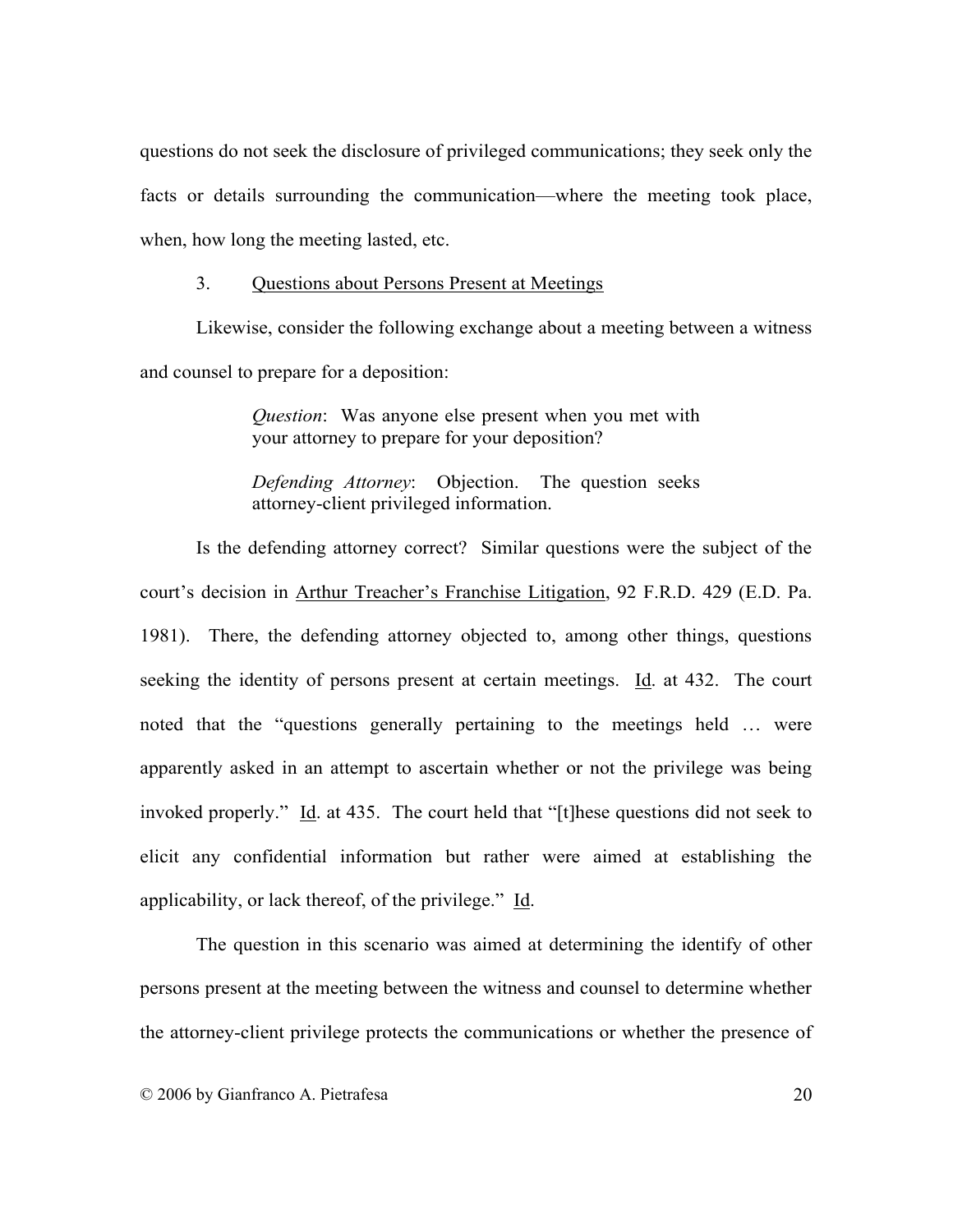questions do not seek the disclosure of privileged communications; they seek only the facts or details surrounding the communication—where the meeting took place, when, how long the meeting lasted, etc.

### 3. Questions about Persons Present at Meetings

Likewise, consider the following exchange about a meeting between a witness and counsel to prepare for a deposition:

> *Question*: Was anyone else present when you met with your attorney to prepare for your deposition?
>
> *Defending Attorney*: Objection. The question seeks attorney-client privileged information.

Is the defending attorney correct? Similar questions were the subject of the court's decision in Arthur Treacher's Franchise Litigation, 92 F.R.D. 429 (E.D. Pa. 1981). There, the defending attorney objected to, among other things, questions seeking the identity of persons present at certain meetings. Id. at 432. The court noted that the "questions generally pertaining to the meetings held … were apparently asked in an attempt to ascertain whether or not the privilege was being invoked properly." Id. at 435. The court held that "[t]hese questions did not seek to elicit any confidential information but rather were aimed at establishing the applicability, or lack thereof, of the privilege." Id.

The question in this scenario was aimed at determining the identify of other persons present at the meeting between the witness and counsel to determine whether the attorney-client privilege protects the communications or whether the presence of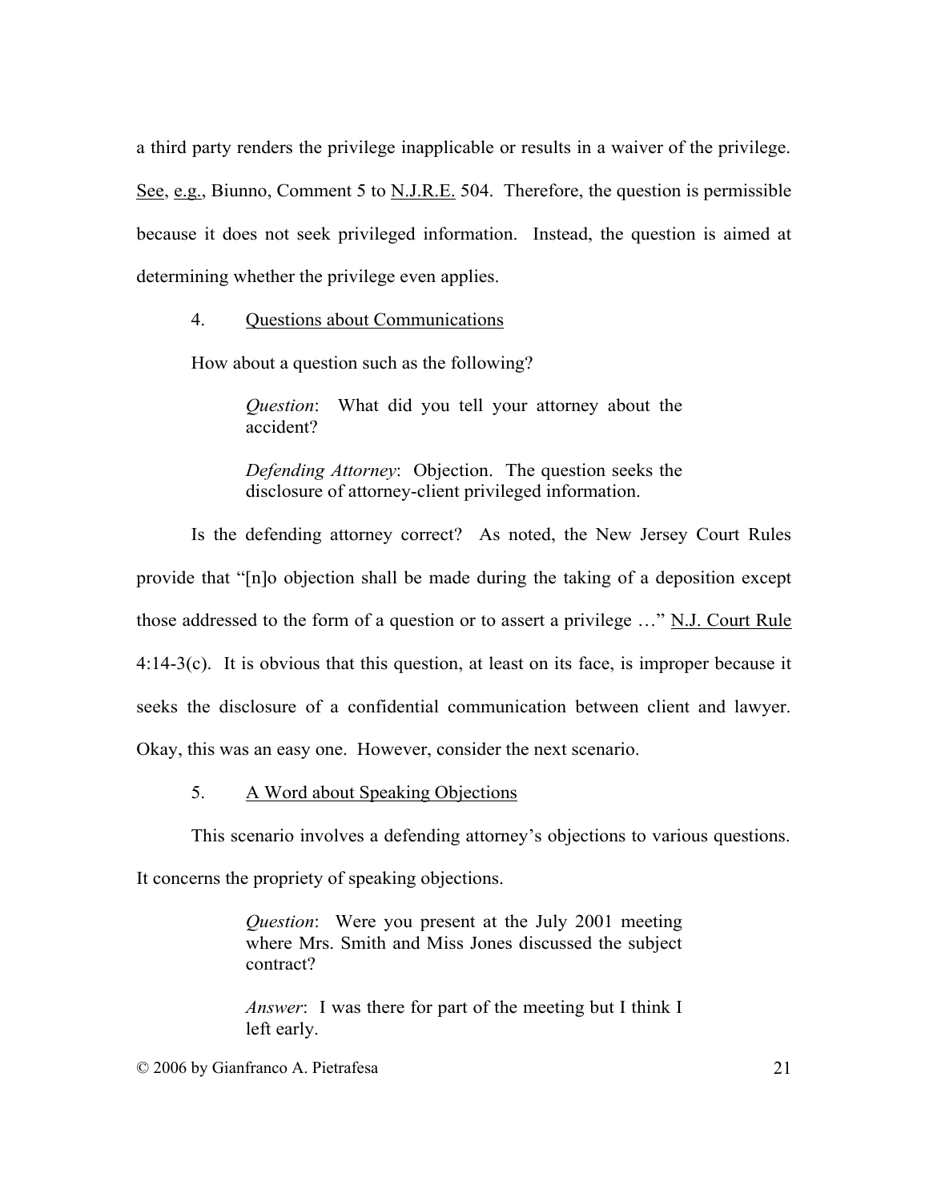a third party renders the privilege inapplicable or results in a waiver of the privilege. See, e.g., Biunno, Comment 5 to N.J.R.E. 504. Therefore, the question is permissible because it does not seek privileged information. Instead, the question is aimed at determining whether the privilege even applies.

4. Questions about Communications

How about a question such as the following?

> *Question*: What did you tell your attorney about the accident?
>
> *Defending Attorney*: Objection. The question seeks the disclosure of attorney-client privileged information.

Is the defending attorney correct? As noted, the New Jersey Court Rules provide that "[n]o objection shall be made during the taking of a deposition except those addressed to the form of a question or to assert a privilege …" N.J. Court Rule 4:14-3(c). It is obvious that this question, at least on its face, is improper because it seeks the disclosure of a confidential communication between client and lawyer. Okay, this was an easy one. However, consider the next scenario.

5. A Word about Speaking Objections

This scenario involves a defending attorney's objections to various questions. It concerns the propriety of speaking objections.

> *Question*: Were you present at the July 2001 meeting where Mrs. Smith and Miss Jones discussed the subject contract?
>
> *Answer*: I was there for part of the meeting but I think I left early.

© 2006 by Gianfranco A. Pietrafesa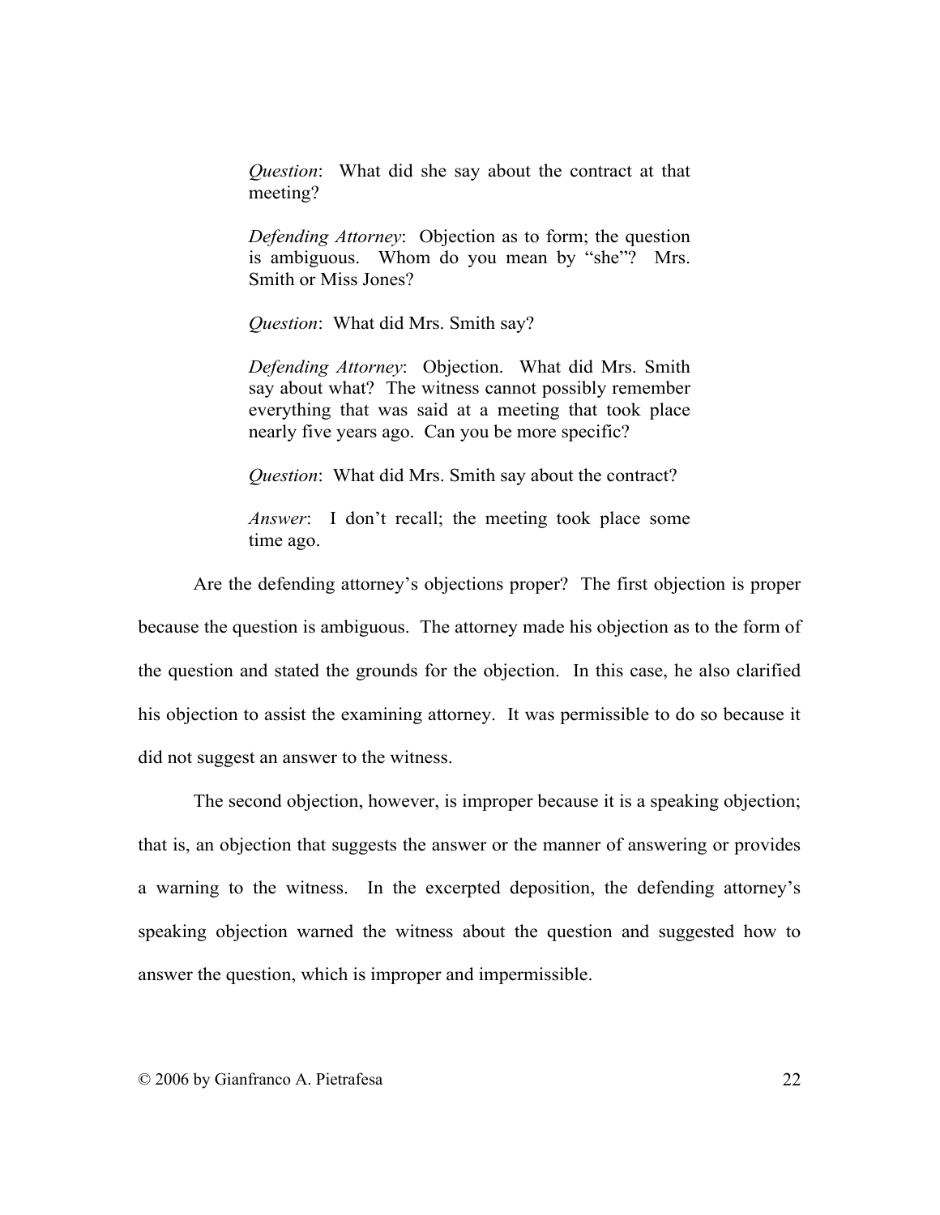> *Question*: What did she say about the contract at that meeting?
>
> *Defending Attorney*: Objection as to form; the question is ambiguous. Whom do you mean by "she"? Mrs. Smith or Miss Jones?
>
> *Question*: What did Mrs. Smith say?
>
> *Defending Attorney*: Objection. What did Mrs. Smith say about what? The witness cannot possibly remember everything that was said at a meeting that took place nearly five years ago. Can you be more specific?
>
> *Question*: What did Mrs. Smith say about the contract?
>
> *Answer*: I don't recall; the meeting took place some time ago.

Are the defending attorney's objections proper? The first objection is proper because the question is ambiguous. The attorney made his objection as to the form of the question and stated the grounds for the objection. In this case, he also clarified his objection to assist the examining attorney. It was permissible to do so because it did not suggest an answer to the witness.

The second objection, however, is improper because it is a speaking objection; that is, an objection that suggests the answer or the manner of answering or provides a warning to the witness. In the excerpted deposition, the defending attorney's speaking objection warned the witness about the question and suggested how to answer the question, which is improper and impermissible.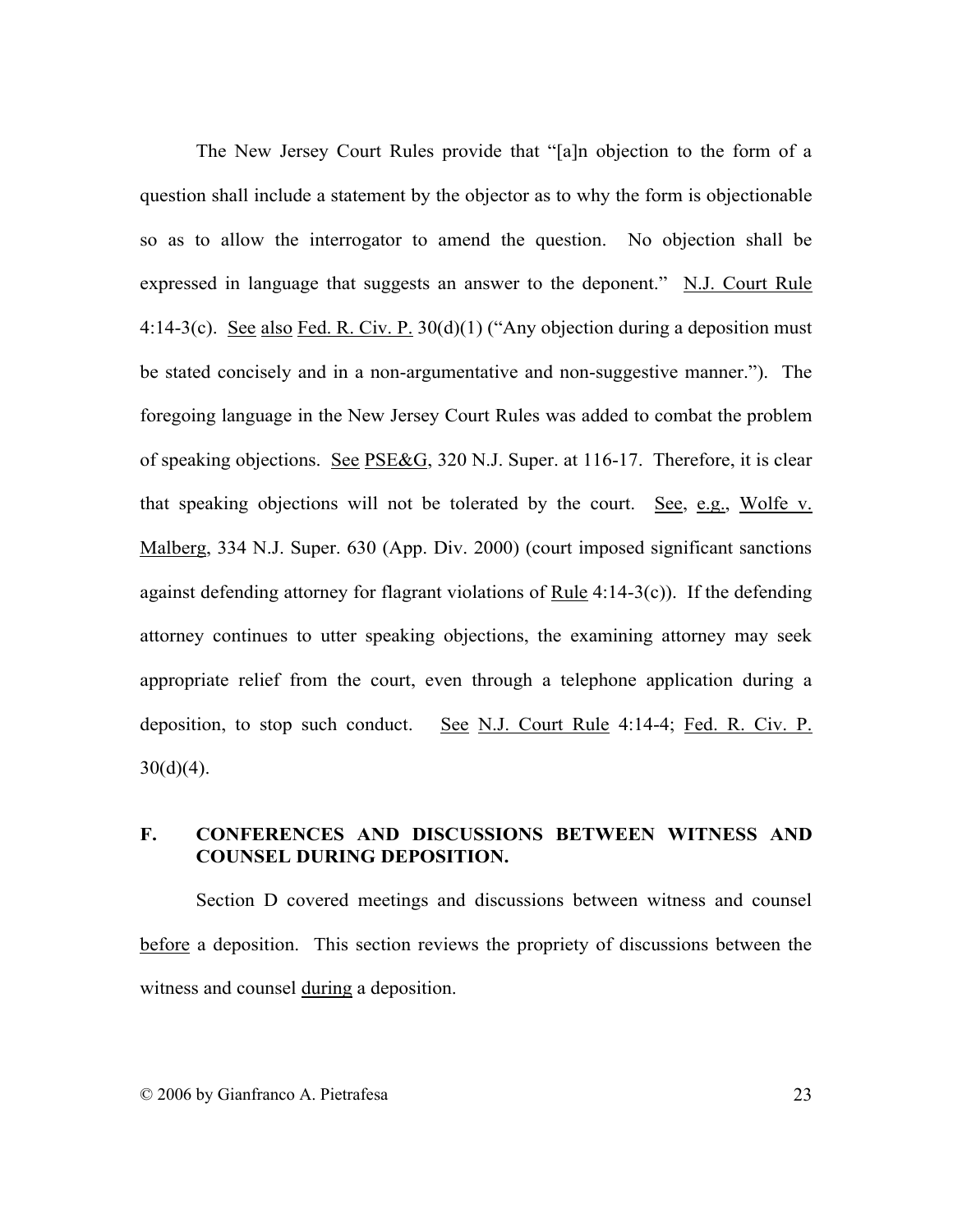The New Jersey Court Rules provide that "[a]n objection to the form of a question shall include a statement by the objector as to why the form is objectionable so as to allow the interrogator to amend the question. No objection shall be expressed in language that suggests an answer to the deponent." N.J. Court Rule 4:14-3(c). See also Fed. R. Civ. P. 30(d)(1) ("Any objection during a deposition must be stated concisely and in a non-argumentative and non-suggestive manner."). The foregoing language in the New Jersey Court Rules was added to combat the problem of speaking objections. See PSE&G, 320 N.J. Super. at 116-17. Therefore, it is clear that speaking objections will not be tolerated by the court. See, e.g., Wolfe v. Malberg, 334 N.J. Super. 630 (App. Div. 2000) (court imposed significant sanctions against defending attorney for flagrant violations of Rule 4:14-3(c)). If the defending attorney continues to utter speaking objections, the examining attorney may seek appropriate relief from the court, even through a telephone application during a deposition, to stop such conduct. See N.J. Court Rule 4:14-4; Fed. R. Civ. P. 30(d)(4).

## F. CONFERENCES AND DISCUSSIONS BETWEEN WITNESS AND COUNSEL DURING DEPOSITION.

Section D covered meetings and discussions between witness and counsel before a deposition. This section reviews the propriety of discussions between the witness and counsel during a deposition.

© 2006 by Gianfranco A. Pietrafesa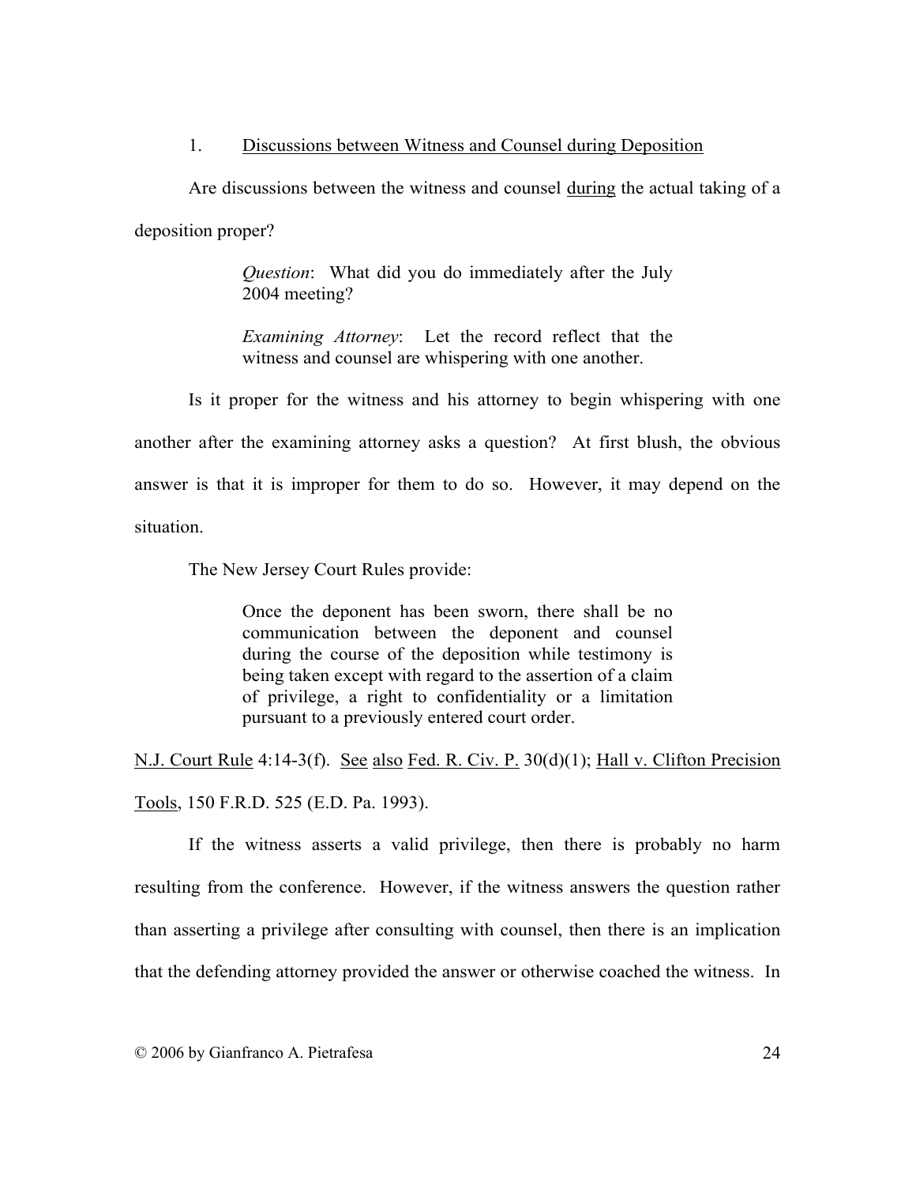1. Discussions between Witness and Counsel during Deposition

Are discussions between the witness and counsel during the actual taking of a deposition proper?

> *Question*: What did you do immediately after the July 2004 meeting?
>
> *Examining Attorney*: Let the record reflect that the witness and counsel are whispering with one another.

Is it proper for the witness and his attorney to begin whispering with one another after the examining attorney asks a question? At first blush, the obvious answer is that it is improper for them to do so. However, it may depend on the situation.

The New Jersey Court Rules provide:

> Once the deponent has been sworn, there shall be no communication between the deponent and counsel during the course of the deposition while testimony is being taken except with regard to the assertion of a claim of privilege, a right to confidentiality or a limitation pursuant to a previously entered court order.

N.J. Court Rule 4:14-3(f). See also Fed. R. Civ. P. 30(d)(1); Hall v. Clifton Precision Tools, 150 F.R.D. 525 (E.D. Pa. 1993).

If the witness asserts a valid privilege, then there is probably no harm resulting from the conference. However, if the witness answers the question rather than asserting a privilege after consulting with counsel, then there is an implication that the defending attorney provided the answer or otherwise coached the witness. In

© 2006 by Gianfranco A. Pietrafesa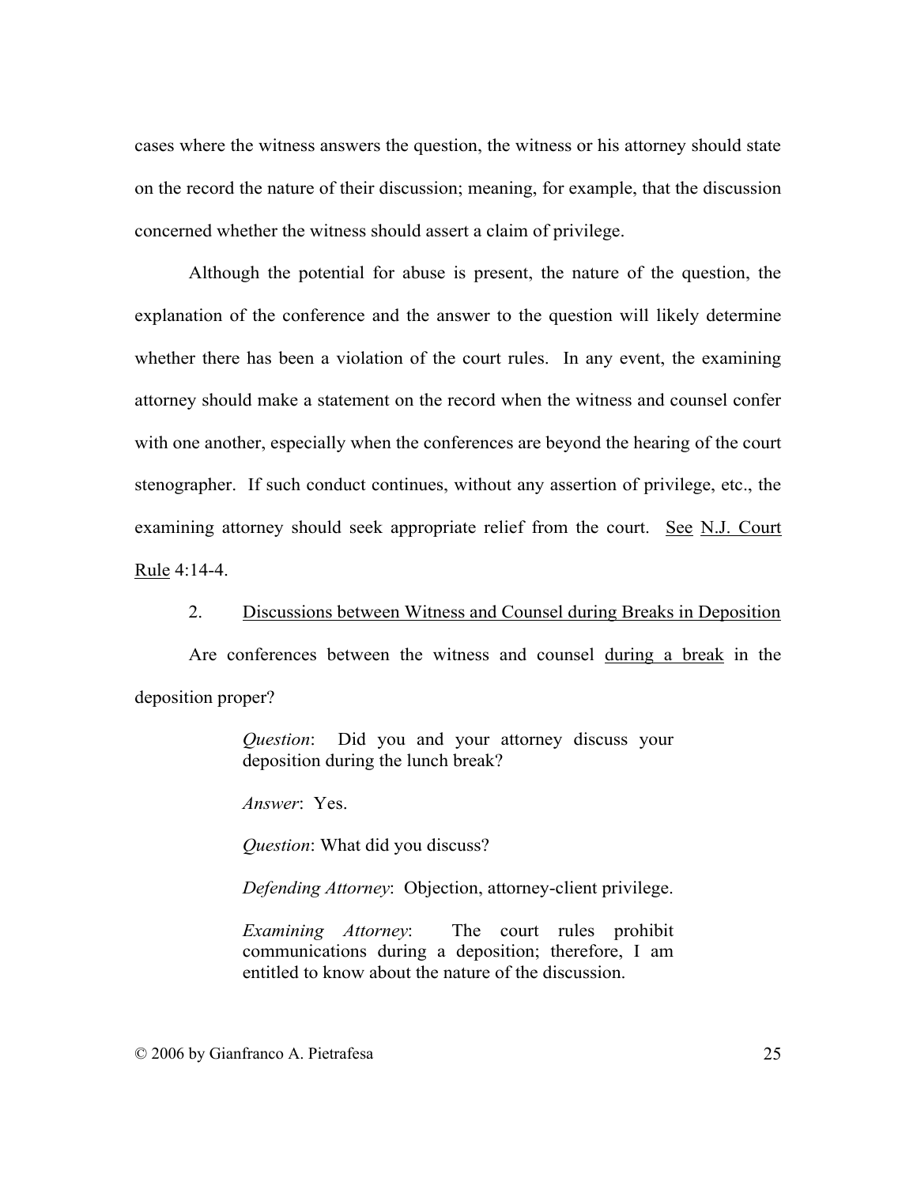cases where the witness answers the question, the witness or his attorney should state on the record the nature of their discussion; meaning, for example, that the discussion concerned whether the witness should assert a claim of privilege.

Although the potential for abuse is present, the nature of the question, the explanation of the conference and the answer to the question will likely determine whether there has been a violation of the court rules. In any event, the examining attorney should make a statement on the record when the witness and counsel confer with one another, especially when the conferences are beyond the hearing of the court stenographer. If such conduct continues, without any assertion of privilege, etc., the examining attorney should seek appropriate relief from the court. See N.J. Court Rule 4:14-4.

2. Discussions between Witness and Counsel during Breaks in Deposition

Are conferences between the witness and counsel during a break in the deposition proper?

> *Question*: Did you and your attorney discuss your deposition during the lunch break?
>
> *Answer*: Yes.
>
> *Question*: What did you discuss?
>
> *Defending Attorney*: Objection, attorney-client privilege.
>
> *Examining Attorney*: The court rules prohibit communications during a deposition; therefore, I am entitled to know about the nature of the discussion.

© 2006 by Gianfranco A. Pietrafesa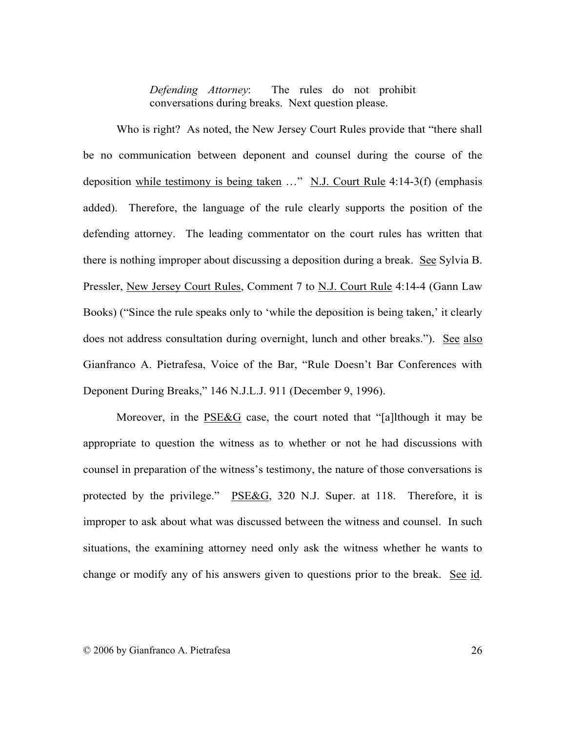> *Defending Attorney*: The rules do not prohibit conversations during breaks. Next question please.

Who is right? As noted, the New Jersey Court Rules provide that "there shall be no communication between deponent and counsel during the course of the deposition <u>while testimony is being taken</u> …" <u>N.J. Court Rule</u> 4:14-3(f) (emphasis added). Therefore, the language of the rule clearly supports the position of the defending attorney. The leading commentator on the court rules has written that there is nothing improper about discussing a deposition during a break. <u>See</u> Sylvia B. Pressler, <u>New Jersey Court Rules</u>, Comment 7 to <u>N.J. Court Rule</u> 4:14-4 (Gann Law Books) ("Since the rule speaks only to 'while the deposition is being taken,' it clearly does not address consultation during overnight, lunch and other breaks."). <u>See</u> <u>also</u> Gianfranco A. Pietrafesa, Voice of the Bar, "Rule Doesn't Bar Conferences with Deponent During Breaks," 146 N.J.L.J. 911 (December 9, 1996).

Moreover, in the <u>PSE&G</u> case, the court noted that "[a]lthough it may be appropriate to question the witness as to whether or not he had discussions with counsel in preparation of the witness's testimony, the nature of those conversations is protected by the privilege." <u>PSE&G</u>, 320 N.J. Super. at 118. Therefore, it is improper to ask about what was discussed between the witness and counsel. In such situations, the examining attorney need only ask the witness whether he wants to change or modify any of his answers given to questions prior to the break. <u>See</u> <u>id</u>.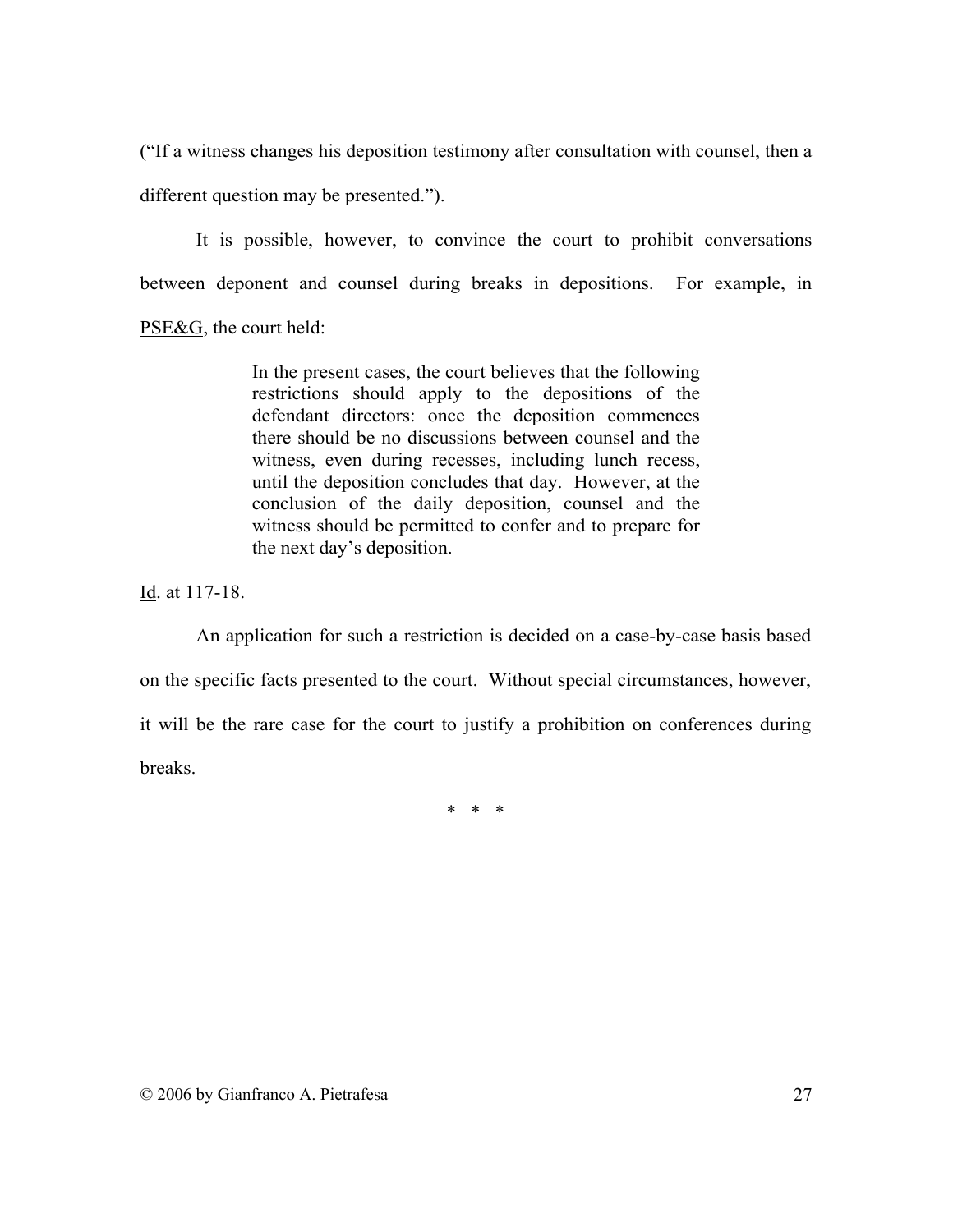("If a witness changes his deposition testimony after consultation with counsel, then a different question may be presented.").

It is possible, however, to convince the court to prohibit conversations between deponent and counsel during breaks in depositions. For example, in PSE&G, the court held:

> In the present cases, the court believes that the following restrictions should apply to the depositions of the defendant directors: once the deposition commences there should be no discussions between counsel and the witness, even during recesses, including lunch recess, until the deposition concludes that day. However, at the conclusion of the daily deposition, counsel and the witness should be permitted to confer and to prepare for the next day's deposition.

Id. at 117-18.

An application for such a restriction is decided on a case-by-case basis based on the specific facts presented to the court. Without special circumstances, however, it will be the rare case for the court to justify a prohibition on conferences during breaks.

\* \* \*

© 2006 by Gianfranco A. Pietrafesa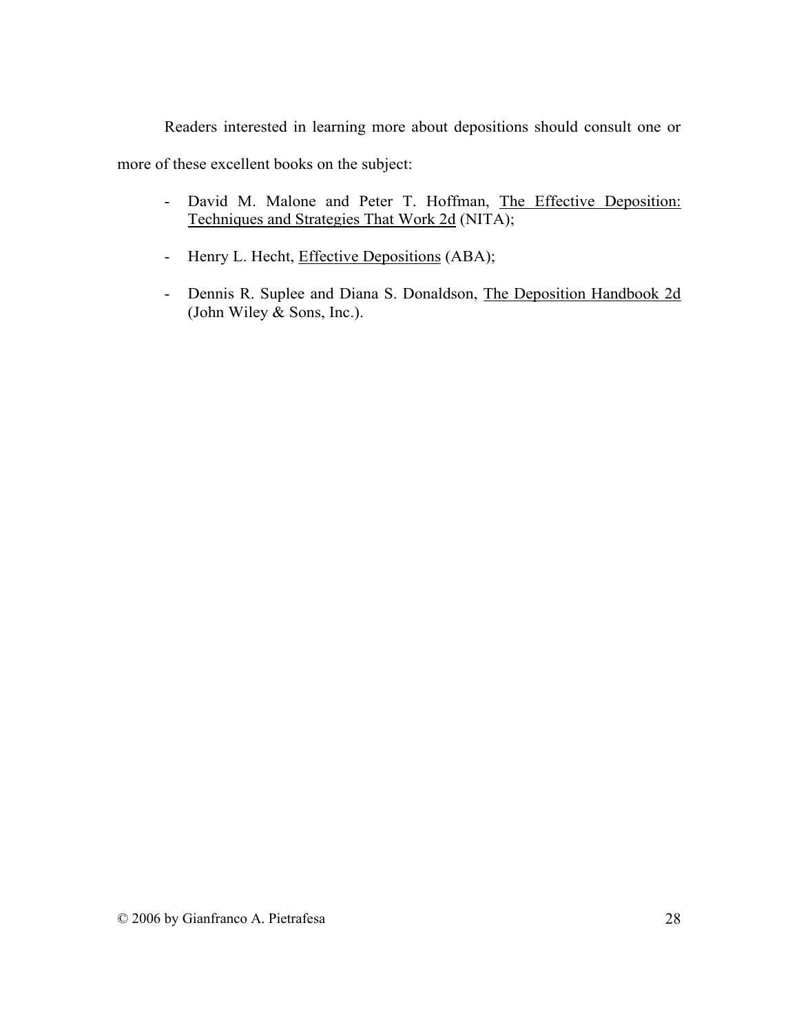Readers interested in learning more about depositions should consult one or more of these excellent books on the subject:

- David M. Malone and Peter T. Hoffman, The Effective Deposition: Techniques and Strategies That Work 2d (NITA);

- Henry L. Hecht, Effective Depositions (ABA);

- Dennis R. Suplee and Diana S. Donaldson, The Deposition Handbook 2d (John Wiley & Sons, Inc.).

© 2006 by Gianfranco A. Pietrafesa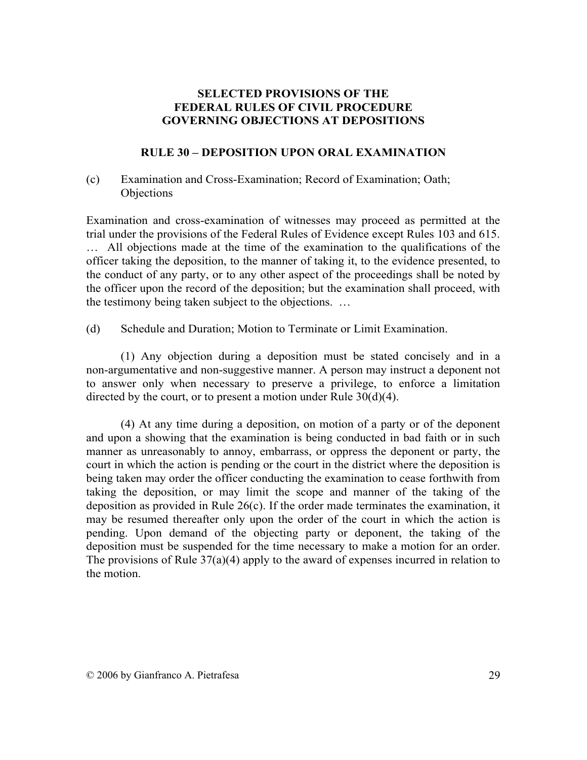# SELECTED PROVISIONS OF THE FEDERAL RULES OF CIVIL PROCEDURE GOVERNING OBJECTIONS AT DEPOSITIONS

## RULE 30 – DEPOSITION UPON ORAL EXAMINATION

(c) Examination and Cross-Examination; Record of Examination; Oath; Objections

Examination and cross-examination of witnesses may proceed as permitted at the trial under the provisions of the Federal Rules of Evidence except Rules 103 and 615. … All objections made at the time of the examination to the qualifications of the officer taking the deposition, to the manner of taking it, to the evidence presented, to the conduct of any party, or to any other aspect of the proceedings shall be noted by the officer upon the record of the deposition; but the examination shall proceed, with the testimony being taken subject to the objections. …

(d) Schedule and Duration; Motion to Terminate or Limit Examination.

(1) Any objection during a deposition must be stated concisely and in a non-argumentative and non-suggestive manner. A person may instruct a deponent not to answer only when necessary to preserve a privilege, to enforce a limitation directed by the court, or to present a motion under Rule 30(d)(4).

(4) At any time during a deposition, on motion of a party or of the deponent and upon a showing that the examination is being conducted in bad faith or in such manner as unreasonably to annoy, embarrass, or oppress the deponent or party, the court in which the action is pending or the court in the district where the deposition is being taken may order the officer conducting the examination to cease forthwith from taking the deposition, or may limit the scope and manner of the taking of the deposition as provided in Rule 26(c). If the order made terminates the examination, it may be resumed thereafter only upon the order of the court in which the action is pending. Upon demand of the objecting party or deponent, the taking of the deposition must be suspended for the time necessary to make a motion for an order. The provisions of Rule 37(a)(4) apply to the award of expenses incurred in relation to the motion.

© 2006 by Gianfranco A. Pietrafesa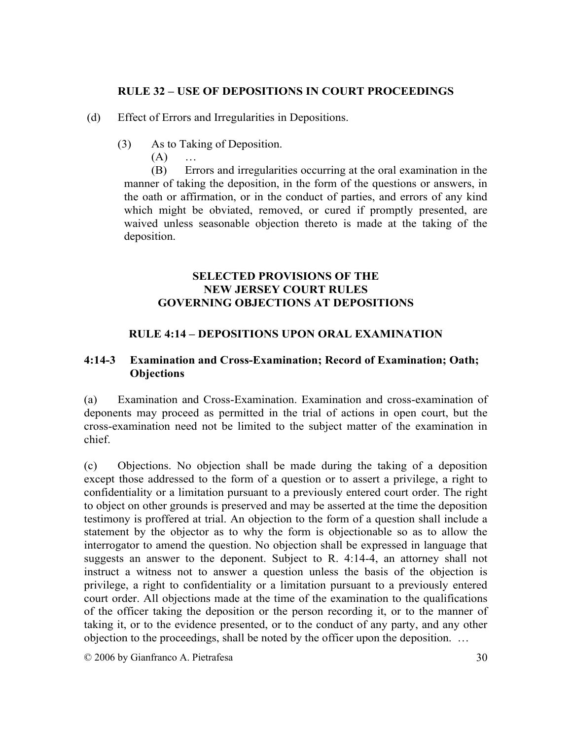## RULE 32 – USE OF DEPOSITIONS IN COURT PROCEEDINGS

(d) Effect of Errors and Irregularities in Depositions.

(3) As to Taking of Deposition.

(A) …

(B) Errors and irregularities occurring at the oral examination in the manner of taking the deposition, in the form of the questions or answers, in the oath or affirmation, or in the conduct of parties, and errors of any kind which might be obviated, removed, or cured if promptly presented, are waived unless seasonable objection thereto is made at the taking of the deposition.

## SELECTED PROVISIONS OF THE NEW JERSEY COURT RULES GOVERNING OBJECTIONS AT DEPOSITIONS

### RULE 4:14 – DEPOSITIONS UPON ORAL EXAMINATION

**4:14-3 Examination and Cross-Examination; Record of Examination; Oath; Objections**

(a) Examination and Cross-Examination. Examination and cross-examination of deponents may proceed as permitted in the trial of actions in open court, but the cross-examination need not be limited to the subject matter of the examination in chief.

(c) Objections. No objection shall be made during the taking of a deposition except those addressed to the form of a question or to assert a privilege, a right to confidentiality or a limitation pursuant to a previously entered court order. The right to object on other grounds is preserved and may be asserted at the time the deposition testimony is proffered at trial. An objection to the form of a question shall include a statement by the objector as to why the form is objectionable so as to allow the interrogator to amend the question. No objection shall be expressed in language that suggests an answer to the deponent. Subject to R. 4:14-4, an attorney shall not instruct a witness not to answer a question unless the basis of the objection is privilege, a right to confidentiality or a limitation pursuant to a previously entered court order. All objections made at the time of the examination to the qualifications of the officer taking the deposition or the person recording it, or to the manner of taking it, or to the evidence presented, or to the conduct of any party, and any other objection to the proceedings, shall be noted by the officer upon the deposition. …

© 2006 by Gianfranco A. Pietrafesa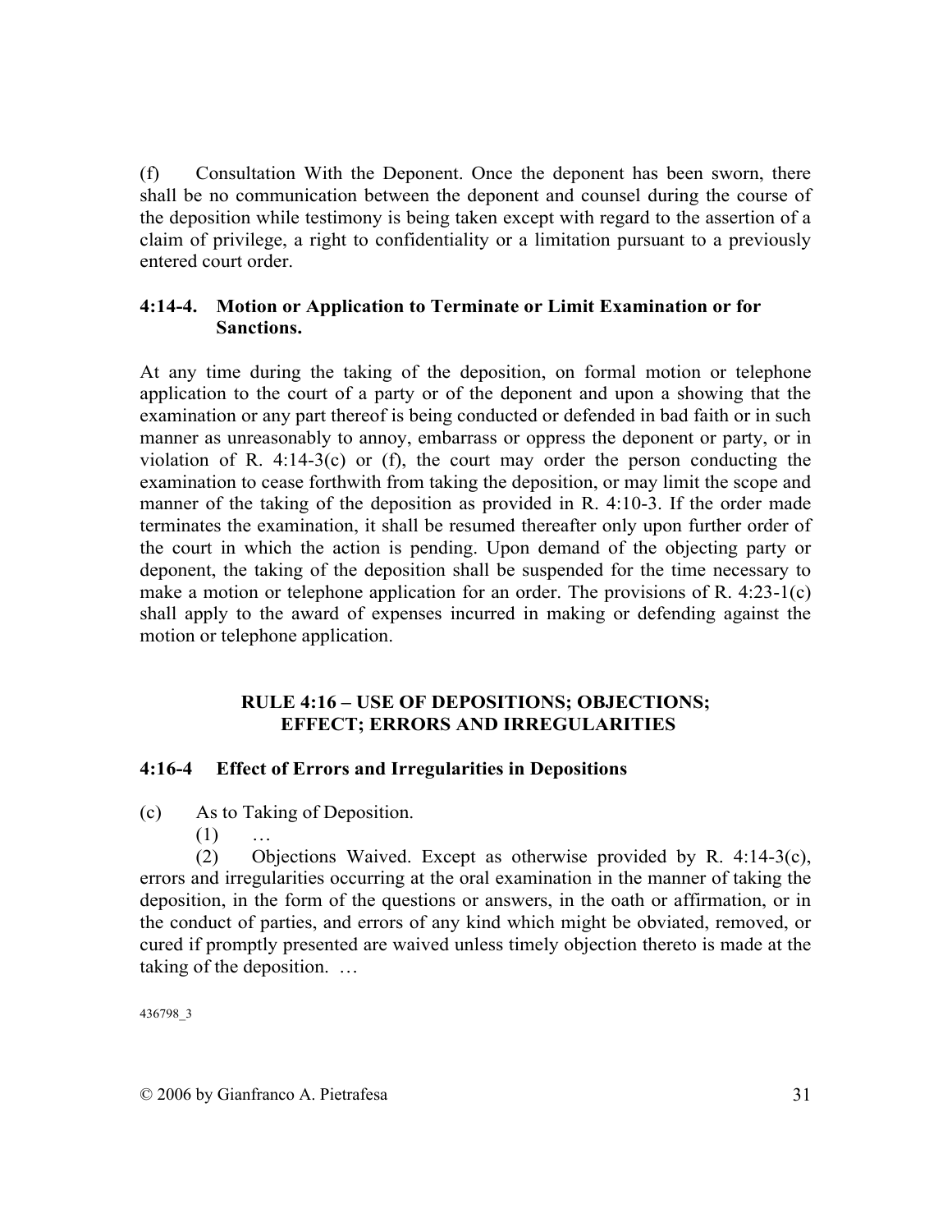(f) Consultation With the Deponent. Once the deponent has been sworn, there shall be no communication between the deponent and counsel during the course of the deposition while testimony is being taken except with regard to the assertion of a claim of privilege, a right to confidentiality or a limitation pursuant to a previously entered court order.

### 4:14-4. Motion or Application to Terminate or Limit Examination or for Sanctions.

At any time during the taking of the deposition, on formal motion or telephone application to the court of a party or of the deponent and upon a showing that the examination or any part thereof is being conducted or defended in bad faith or in such manner as unreasonably to annoy, embarrass or oppress the deponent or party, or in violation of R. 4:14-3(c) or (f), the court may order the person conducting the examination to cease forthwith from taking the deposition, or may limit the scope and manner of the taking of the deposition as provided in R. 4:10-3. If the order made terminates the examination, it shall be resumed thereafter only upon further order of the court in which the action is pending. Upon demand of the objecting party or deponent, the taking of the deposition shall be suspended for the time necessary to make a motion or telephone application for an order. The provisions of R. 4:23-1(c) shall apply to the award of expenses incurred in making or defending against the motion or telephone application.

## RULE 4:16 – USE OF DEPOSITIONS; OBJECTIONS; EFFECT; ERRORS AND IRREGULARITIES

### 4:16-4 Effect of Errors and Irregularities in Depositions

(c) As to Taking of Deposition.

(1) …

(2) Objections Waived. Except as otherwise provided by R. 4:14-3(c), errors and irregularities occurring at the oral examination in the manner of taking the deposition, in the form of the questions or answers, in the oath or affirmation, or in the conduct of parties, and errors of any kind which might be obviated, removed, or cured if promptly presented are waived unless timely objection thereto is made at the taking of the deposition. …

436798_3

© 2006 by Gianfranco A. Pietrafesa